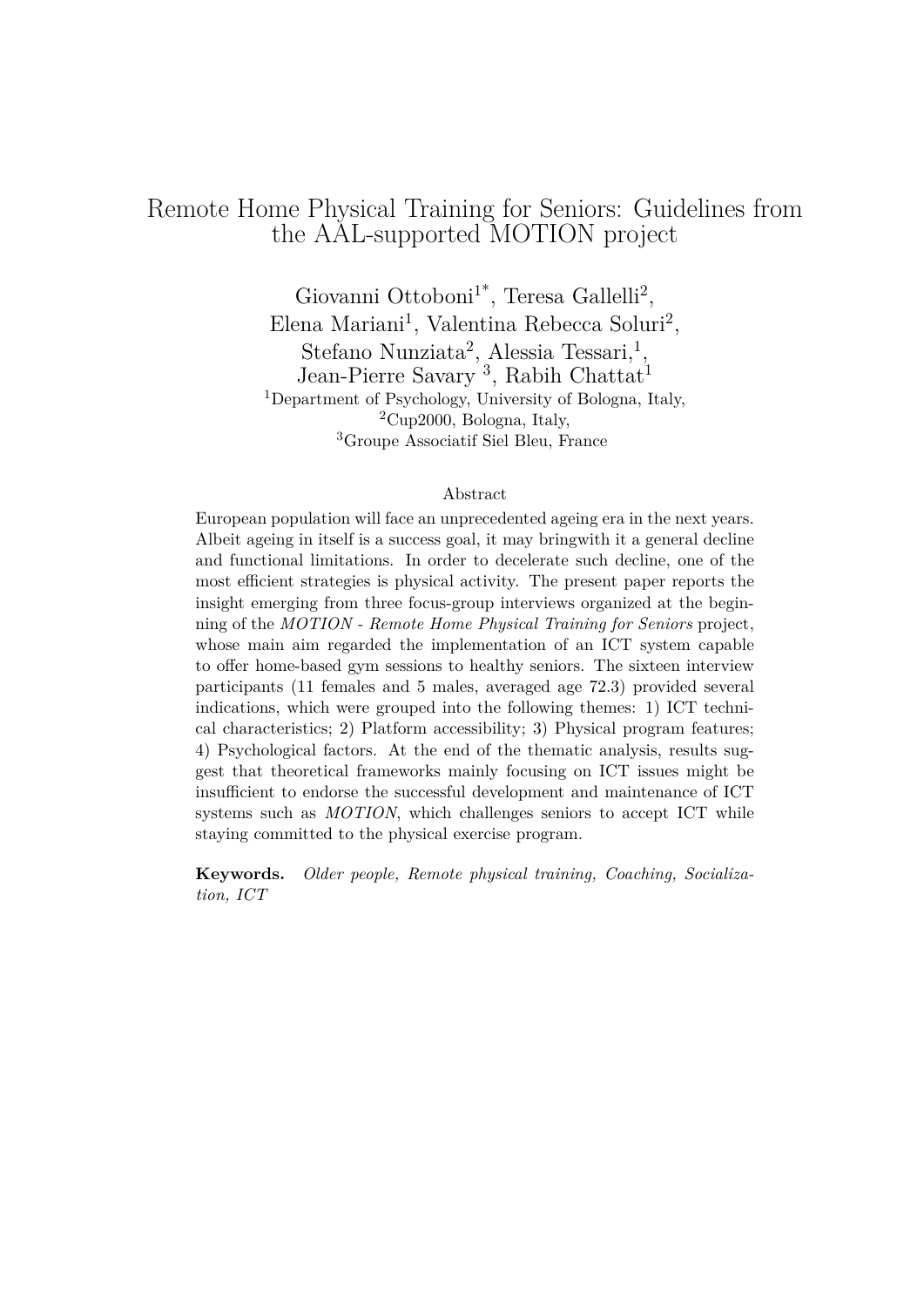# Remote Home Physical Training for Seniors: Guidelines from the AAL-supported MOTION project

Giovanni Ottoboni[1*], Teresa Gallelli[2], Elena Mariani[1], Valentina Rebecca Soluri[2], Stefano Nunziata[2], Alessia Tessari,[1], Jean-Pierre Savary [3], Rabih Chattat[1]

[1]Department of Psychology, University of Bologna, Italy,
[2]Cup2000, Bologna, Italy,
[3]Groupe Associatif Siel Bleu, France

## Abstract

European population will face an unprecedented ageing era in the next years. Albeit ageing in itself is a success goal, it may bringwith it a general decline and functional limitations. In order to decelerate such decline, one of the most efficient strategies is physical activity. The present paper reports the insight emerging from three focus-group interviews organized at the beginning of the *MOTION - Remote Home Physical Training for Seniors* project, whose main aim regarded the implementation of an ICT system capable to offer home-based gym sessions to healthy seniors. The sixteen interview participants (11 females and 5 males, averaged age 72.3) provided several indications, which were grouped into the following themes: 1) ICT technical characteristics; 2) Platform accessibility; 3) Physical program features; 4) Psychological factors. At the end of the thematic analysis, results suggest that theoretical frameworks mainly focusing on ICT issues might be insufficient to endorse the successful development and maintenance of ICT systems such as *MOTION*, which challenges seniors to accept ICT while staying committed to the physical exercise program.

**Keywords.** *Older people, Remote physical training, Coaching, Socialization, ICT*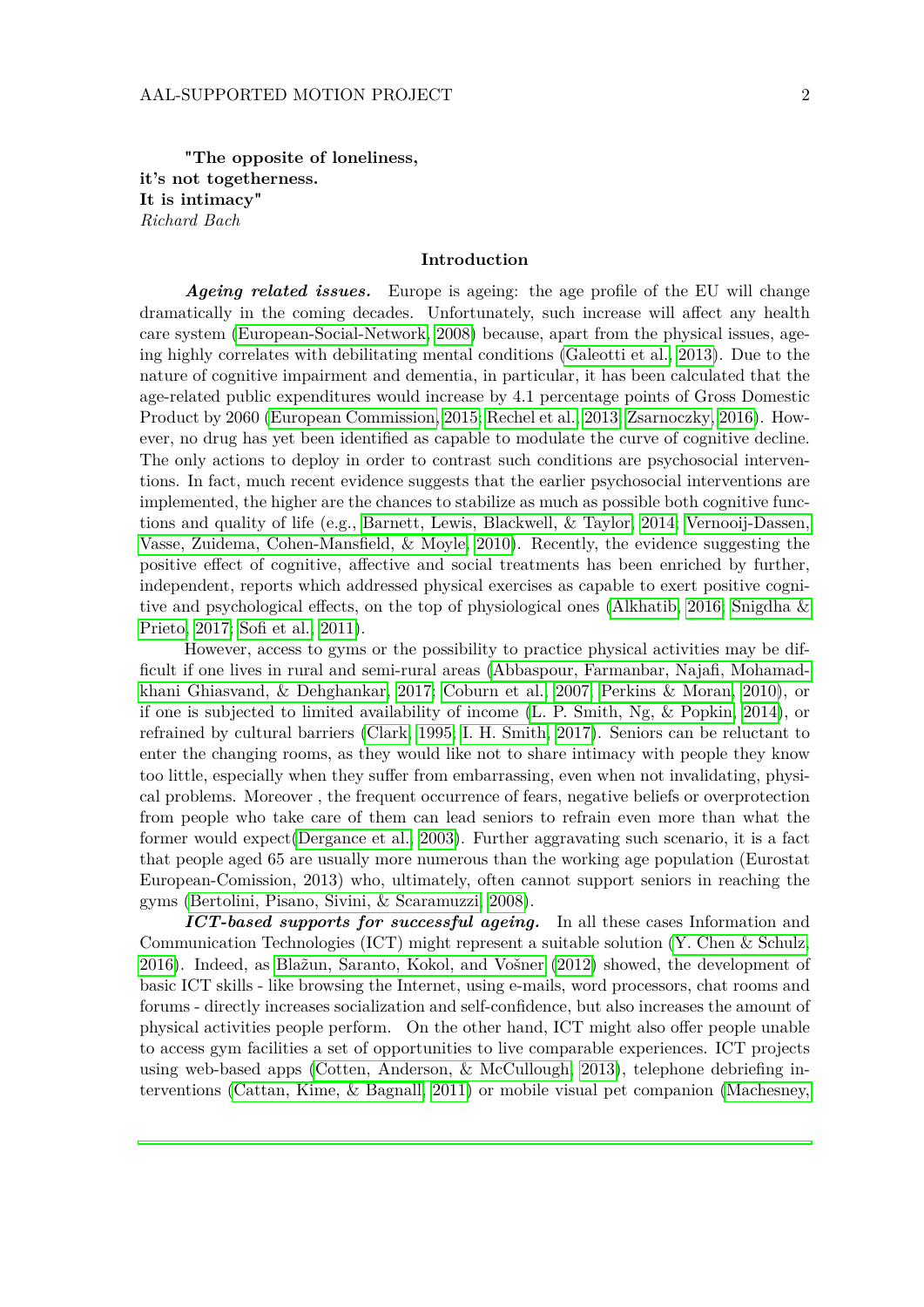**"The opposite of loneliness,**
**it's not togetherness.**
**It is intimacy"**
*Richard Bach*

## Introduction

***Ageing related issues.*** Europe is ageing: the age profile of the EU will change dramatically in the coming decades. Unfortunately, such increase will affect any health care system (European-Social-Network, 2008) because, apart from the physical issues, ageing highly correlates with debilitating mental conditions (Galeotti et al., 2013). Due to the nature of cognitive impairment and dementia, in particular, it has been calculated that the age-related public expenditures would increase by 4.1 percentage points of Gross Domestic Product by 2060 (European Commission, 2015; Rechel et al., 2013; Zsarnoczky, 2016). However, no drug has yet been identified as capable to modulate the curve of cognitive decline. The only actions to deploy in order to contrast such conditions are psychosocial interventions. In fact, much recent evidence suggests that the earlier psychosocial interventions are implemented, the higher are the chances to stabilize as much as possible both cognitive functions and quality of life (e.g., Barnett, Lewis, Blackwell, & Taylor, 2014; Vernooij-Dassen, Vasse, Zuidema, Cohen-Mansfield, & Moyle, 2010). Recently, the evidence suggesting the positive effect of cognitive, affective and social treatments has been enriched by further, independent, reports which addressed physical exercises as capable to exert positive cognitive and psychological effects, on the top of physiological ones (Alkhatib, 2016; Snigdha & Prieto, 2017; Sofi et al., 2011).

However, access to gyms or the possibility to practice physical activities may be difficult if one lives in rural and semi-rural areas (Abbaspour, Farmanbar, Najafi, Mohamadkhani Ghiasvand, & Dehghankar, 2017; Coburn et al., 2007; Perkins & Moran, 2010), or if one is subjected to limited availability of income (L. P. Smith, Ng, & Popkin, 2014), or refrained by cultural barriers (Clark, 1995; I. H. Smith, 2017). Seniors can be reluctant to enter the changing rooms, as they would like not to share intimacy with people they know too little, especially when they suffer from embarrassing, even when not invalidating, physical problems. Moreover , the frequent occurrence of fears, negative beliefs or overprotection from people who take care of them can lead seniors to refrain even more than what the former would expect(Dergance et al., 2003). Further aggravating such scenario, it is a fact that people aged 65 are usually more numerous than the working age population (Eurostat European-Comission, 2013) who, ultimately, often cannot support seniors in reaching the gyms (Bertolini, Pisano, Sivini, & Scaramuzzi, 2008).

***ICT-based supports for successful ageing.*** In all these cases Information and Communication Technologies (ICT) might represent a suitable solution (Y. Chen & Schulz, 2016). Indeed, as Blažun, Saranto, Kokol, and Vošner (2012) showed, the development of basic ICT skills - like browsing the Internet, using e-mails, word processors, chat rooms and forums - directly increases socialization and self-confidence, but also increases the amount of physical activities people perform. On the other hand, ICT might also offer people unable to access gym facilities a set of opportunities to live comparable experiences. ICT projects using web-based apps (Cotten, Anderson, & McCullough, 2013), telephone debriefing interventions (Cattan, Kime, & Bagnall, 2011) or mobile visual pet companion (Machesney,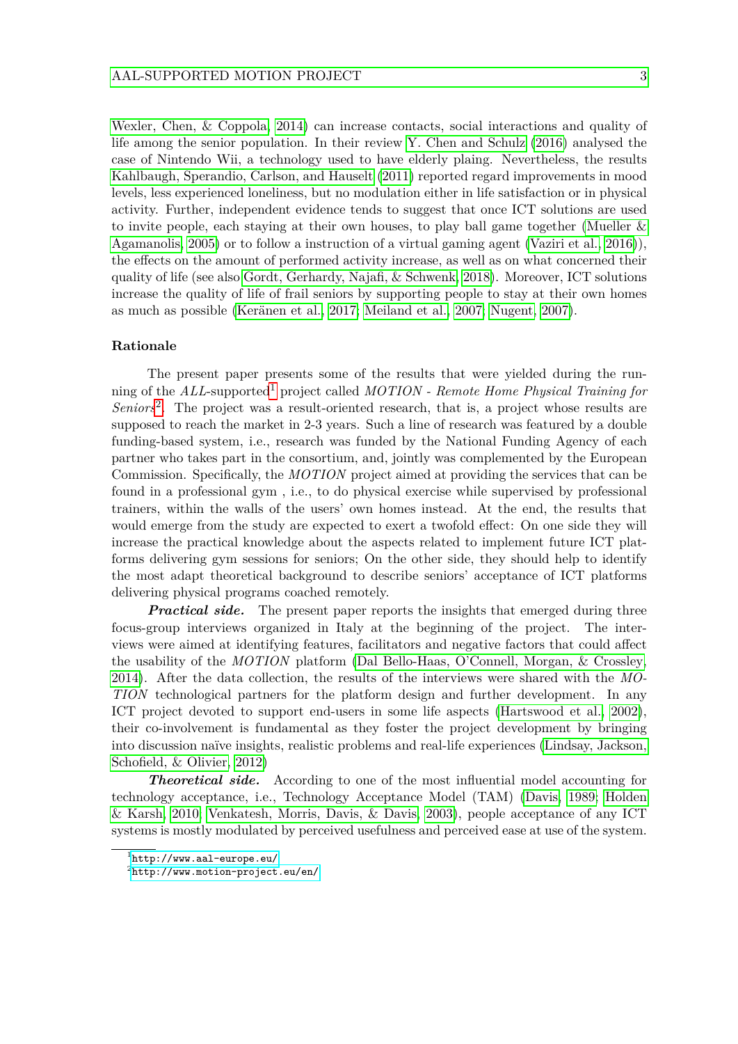Wexler, Chen, & Coppola, 2014) can increase contacts, social interactions and quality of life among the senior population. In their review Y. Chen and Schulz (2016) analysed the case of Nintendo Wii, a technology used to have elderly plaing. Nevertheless, the results Kahlbaugh, Sperandio, Carlson, and Hauselt (2011) reported regard improvements in mood levels, less experienced loneliness, but no modulation either in life satisfaction or in physical activity. Further, independent evidence tends to suggest that once ICT solutions are used to invite people, each staying at their own houses, to play ball game together (Mueller & Agamanolis, 2005) or to follow a instruction of a virtual gaming agent (Vaziri et al., 2016)), the effects on the amount of performed activity increase, as well as on what concerned their quality of life (see also Gordt, Gerhardy, Najafi, & Schwenk, 2018). Moreover, ICT solutions increase the quality of life of frail seniors by supporting people to stay at their own homes as much as possible (Keränen et al., 2017; Meiland et al., 2007; Nugent, 2007).

## Rationale

The present paper presents some of the results that were yielded during the running of the *ALL*-supported[1] project called *MOTION - Remote Home Physical Training for Seniors*[2]. The project was a result-oriented research, that is, a project whose results are supposed to reach the market in 2-3 years. Such a line of research was featured by a double funding-based system, i.e., research was funded by the National Funding Agency of each partner who takes part in the consortium, and, jointly was complemented by the European Commission. Specifically, the *MOTION* project aimed at providing the services that can be found in a professional gym , i.e., to do physical exercise while supervised by professional trainers, within the walls of the users' own homes instead. At the end, the results that would emerge from the study are expected to exert a twofold effect: On one side they will increase the practical knowledge about the aspects related to implement future ICT platforms delivering gym sessions for seniors; On the other side, they should help to identify the most adapt theoretical background to describe seniors' acceptance of ICT platforms delivering physical programs coached remotely.

***Practical side.*** The present paper reports the insights that emerged during three focus-group interviews organized in Italy at the beginning of the project. The interviews were aimed at identifying features, facilitators and negative factors that could affect the usability of the *MOTION* platform (Dal Bello-Haas, O'Connell, Morgan, & Crossley, 2014). After the data collection, the results of the interviews were shared with the *MOTION* technological partners for the platform design and further development. In any ICT project devoted to support end-users in some life aspects (Hartswood et al., 2002), their co-involvement is fundamental as they foster the project development by bringing into discussion naïve insights, realistic problems and real-life experiences (Lindsay, Jackson, Schofield, & Olivier, 2012)

***Theoretical side.*** According to one of the most influential model accounting for technology acceptance, i.e., Technology Acceptance Model (TAM) (Davis, 1989; Holden & Karsh, 2010; Venkatesh, Morris, Davis, & Davis, 2003), people acceptance of any ICT systems is mostly modulated by perceived usefulness and perceived ease at use of the system.

---

[1] http://www.aal-europe.eu/

[2] http://www.motion-project.eu/en/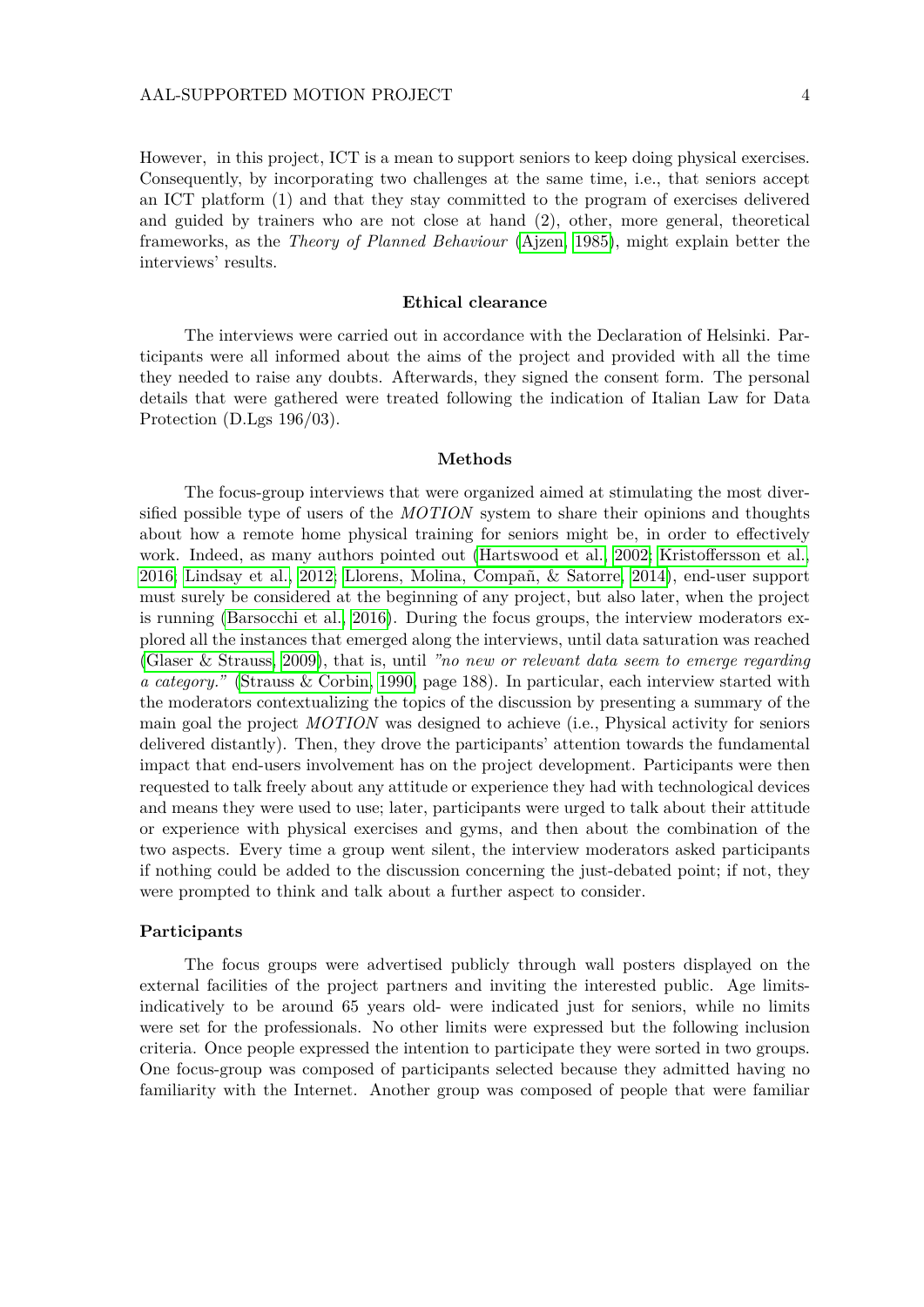However, in this project, ICT is a mean to support seniors to keep doing physical exercises. Consequently, by incorporating two challenges at the same time, i.e., that seniors accept an ICT platform (1) and that they stay committed to the program of exercises delivered and guided by trainers who are not close at hand (2), other, more general, theoretical frameworks, as the *Theory of Planned Behaviour* (Ajzen, 1985), might explain better the interviews' results.

## Ethical clearance

The interviews were carried out in accordance with the Declaration of Helsinki. Participants were all informed about the aims of the project and provided with all the time they needed to raise any doubts. Afterwards, they signed the consent form. The personal details that were gathered were treated following the indication of Italian Law for Data Protection (D.Lgs 196/03).

## Methods

The focus-group interviews that were organized aimed at stimulating the most diversified possible type of users of the *MOTION* system to share their opinions and thoughts about how a remote home physical training for seniors might be, in order to effectively work. Indeed, as many authors pointed out (Hartswood et al., 2002; Kristoffersson et al., 2016; Lindsay et al., 2012; Llorens, Molina, Compañ, & Satorre, 2014), end-user support must surely be considered at the beginning of any project, but also later, when the project is running (Barsocchi et al., 2016). During the focus groups, the interview moderators explored all the instances that emerged along the interviews, until data saturation was reached (Glaser & Strauss, 2009), that is, until *"no new or relevant data seem to emerge regarding a category."* (Strauss & Corbin, 1990, page 188). In particular, each interview started with the moderators contextualizing the topics of the discussion by presenting a summary of the main goal the project *MOTION* was designed to achieve (i.e., Physical activity for seniors delivered distantly). Then, they drove the participants' attention towards the fundamental impact that end-users involvement has on the project development. Participants were then requested to talk freely about any attitude or experience they had with technological devices and means they were used to use; later, participants were urged to talk about their attitude or experience with physical exercises and gyms, and then about the combination of the two aspects. Every time a group went silent, the interview moderators asked participants if nothing could be added to the discussion concerning the just-debated point; if not, they were prompted to think and talk about a further aspect to consider.

### Participants

The focus groups were advertised publicly through wall posters displayed on the external facilities of the project partners and inviting the interested public. Age limits- indicatively to be around 65 years old- were indicated just for seniors, while no limits were set for the professionals. No other limits were expressed but the following inclusion criteria. Once people expressed the intention to participate they were sorted in two groups. One focus-group was composed of participants selected because they admitted having no familiarity with the Internet. Another group was composed of people that were familiar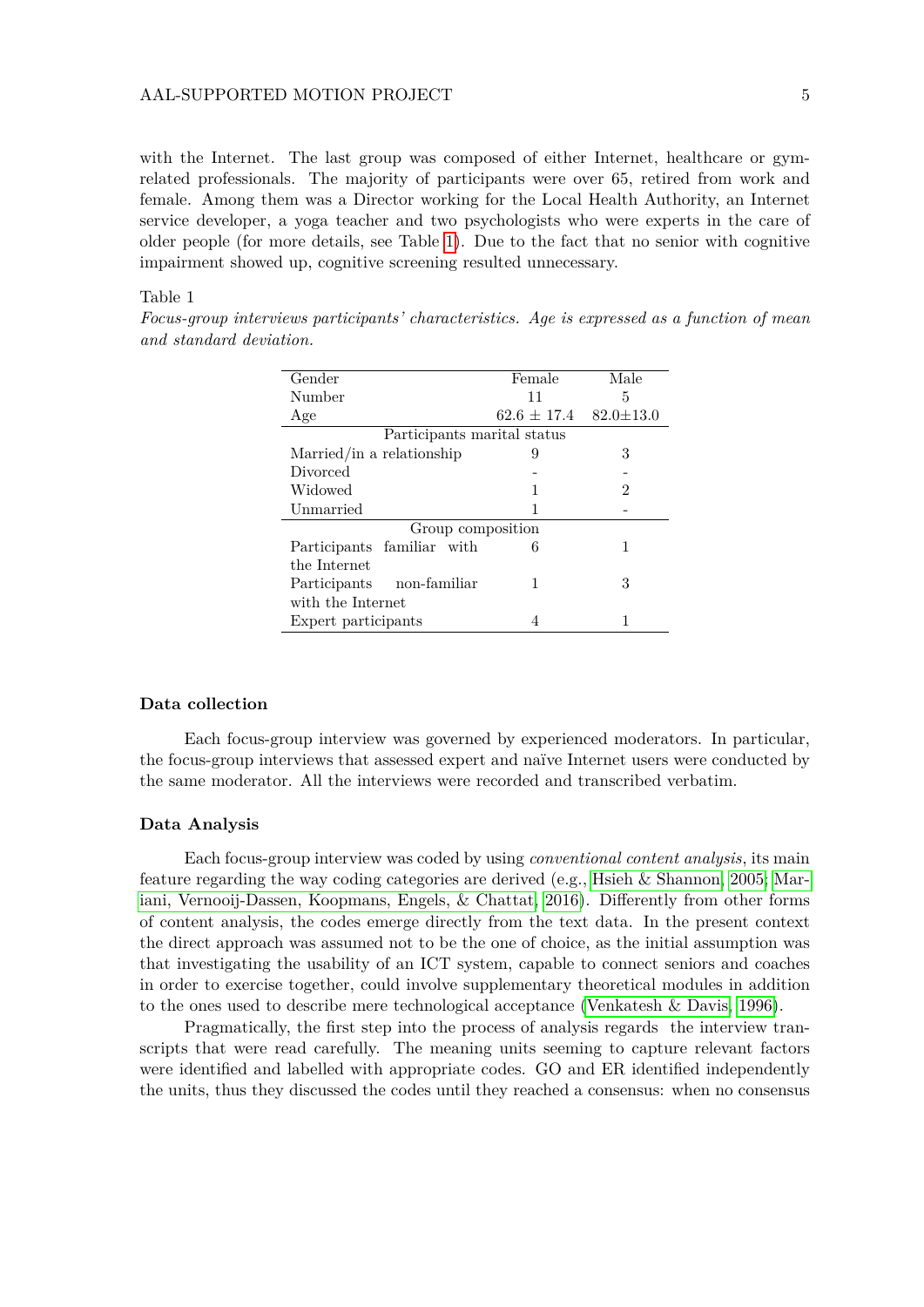with the Internet. The last group was composed of either Internet, healthcare or gym-related professionals. The majority of participants were over 65, retired from work and female. Among them was a Director working for the Local Health Authority, an Internet service developer, a yoga teacher and two psychologists who were experts in the care of older people (for more details, see Table 1). Due to the fact that no senior with cognitive impairment showed up, cognitive screening resulted unnecessary.

Table 1

*Focus-group interviews participants' characteristics. Age is expressed as a function of mean and standard deviation.*

| Gender | Female | Male |
|---|---|---|
| Number | 11 | 5 |
| Age | $62.6 \pm 17.4$ | $82.0 \pm 13.0$ |
| Participants marital status | | |
| Married/in a relationship | 9 | 3 |
| Divorced | - | - |
| Widowed | 1 | 2 |
| Unmarried | 1 | - |
| Group composition | | |
| Participants familiar with the Internet | 6 | 1 |
| Participants non-familiar with the Internet | 1 | 3 |
| Expert participants | 4 | 1 |

### Data collection

Each focus-group interview was governed by experienced moderators. In particular, the focus-group interviews that assessed expert and naïve Internet users were conducted by the same moderator. All the interviews were recorded and transcribed verbatim.

### Data Analysis

Each focus-group interview was coded by using *conventional content analysis*, its main feature regarding the way coding categories are derived (e.g., Hsieh & Shannon, 2005; Mariani, Vernooij-Dassen, Koopmans, Engels, & Chattat, 2016). Differently from other forms of content analysis, the codes emerge directly from the text data. In the present context the direct approach was assumed not to be the one of choice, as the initial assumption was that investigating the usability of an ICT system, capable to connect seniors and coaches in order to exercise together, could involve supplementary theoretical modules in addition to the ones used to describe mere technological acceptance (Venkatesh & Davis, 1996).

Pragmatically, the first step into the process of analysis regards the interview transcripts that were read carefully. The meaning units seeming to capture relevant factors were identified and labelled with appropriate codes. GO and ER identified independently the units, thus they discussed the codes until they reached a consensus: when no consensus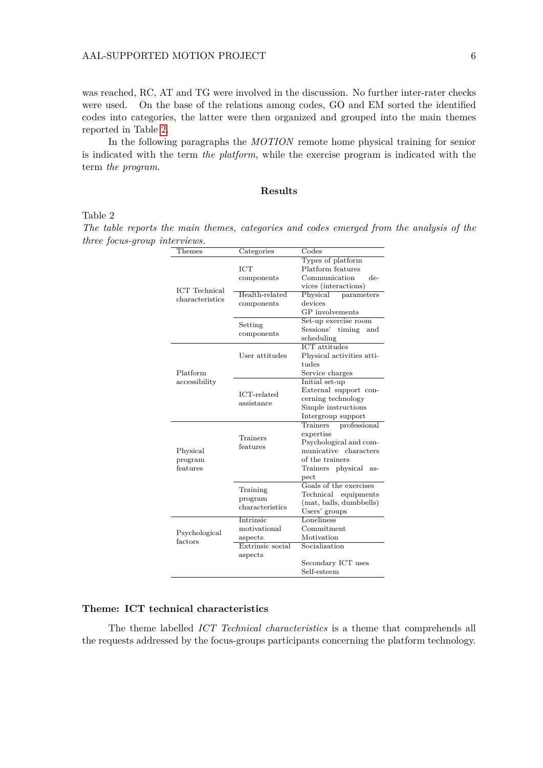was reached, RC, AT and TG were involved in the discussion. No further inter-rater checks were used. On the base of the relations among codes, GO and EM sorted the identified codes into categories, the latter were then organized and grouped into the main themes reported in Table 2.

In the following paragraphs the *MOTION* remote home physical training for senior is indicated with the term *the platform*, while the exercise program is indicated with the term *the program*.

## Results

Table 2

*The table reports the main themes, categories and codes emerged from the analysis of the three focus-group interviews.*

| Themes | Categories | Codes |
|---|---|---|
| ICT Technical characteristics | ICT components | Types of platform<br>Platform features<br>Communication devices (interactions) |
| | Health-related components | Physical parameters devices<br>GP involvements |
| | Setting components | Set-up exercise room<br>Sessions' timing and scheduling |
| Platform accessibility | User attitudes | ICT attitudes<br>Physical activities attitudes<br>Service charges |
| | ICT-related assistance | Initial set-up<br>External support concerning technology<br>Simple instructions<br>Intergroup support |
| Physical program features | Trainers features | Trainers professional expertise<br>Psychological and communicative characters of the trainers<br>Trainers physical aspect |
| | Training program characteristics | Goals of the exercises<br>Technical equipments (mat, balls, dumbbells)<br>Users' groups |
| Psychological factors | Intrinsic motivational aspects | Loneliness<br>Commitment<br>Motivation |
| | Extrinsic social aspects | Socialization<br><br>Secondary ICT uses<br>Self-esteem |

### Theme: ICT technical characteristics

The theme labelled *ICT Technical characteristics* is a theme that comprehends all the requests addressed by the focus-groups participants concerning the platform technology.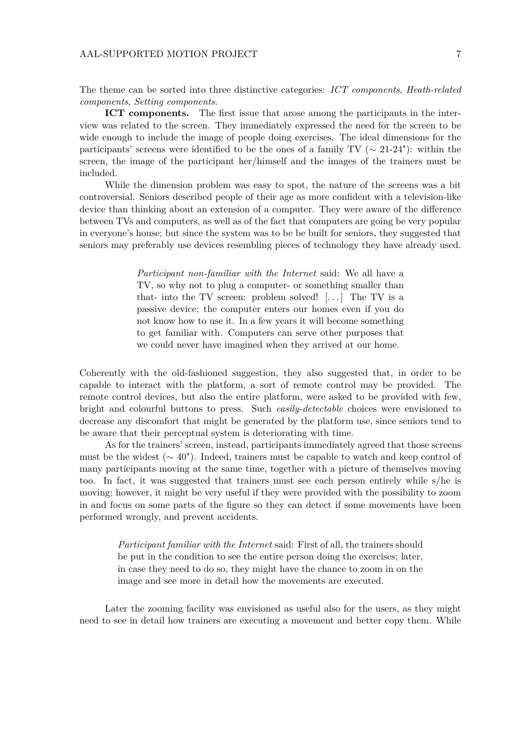The theme can be sorted into three distinctive categories: *ICT components*, *Heath-related components*, *Setting components*.

**ICT components.** The first issue that arose among the participants in the interview was related to the screen. They immediately expressed the need for the screen to be wide enough to include the image of people doing exercises. The ideal dimensions for the participants' screens were identified to be the ones of a family TV (∼ 21-24"): within the screen, the image of the participant her/himself and the images of the trainers must be included.

While the dimension problem was easy to spot, the nature of the screens was a bit controversial. Seniors described people of their age as more confident with a television-like device than thinking about an extension of a computer. They were aware of the difference between TVs and computers, as well as of the fact that computers are going be very popular in everyone's house; but since the system was to be be built for seniors, they suggested that seniors may preferably use devices resembling pieces of technology they have already used.

> *Participant non-familiar with the Internet* said: We all have a TV, so why not to plug a computer- or something smaller than that- into the TV screen: problem solved! [...] The TV is a passive device; the computer enters our homes even if you do not know how to use it. In a few years it will become something to get familiar with. Computers can serve other purposes that we could never have imagined when they arrived at our home.

Coherently with the old-fashioned suggestion, they also suggested that, in order to be capable to interact with the platform, a sort of remote control may be provided. The remote control devices, but also the entire platform, were asked to be provided with few, bright and colourful buttons to press. Such *easily-detectable* choices were envisioned to decrease any discomfort that might be generated by the platform use, since seniors tend to be aware that their perceptual system is deteriorating with time.

As for the trainers' screen, instead, participants immediately agreed that those screens must be the widest (∼ 40"). Indeed, trainers must be capable to watch and keep control of many participants moving at the same time, together with a picture of themselves moving too. In fact, it was suggested that trainers must see each person entirely while s/he is moving; however, it might be very useful if they were provided with the possibility to zoom in and focus on some parts of the figure so they can detect if some movements have been performed wrongly, and prevent accidents.

> *Participant familiar with the Internet* said: First of all, the trainers should be put in the condition to see the entire person doing the exercises; later, in case they need to do so, they might have the chance to zoom in on the image and see more in detail how the movements are executed.

Later the zooming facility was envisioned as useful also for the users, as they might need to see in detail how trainers are executing a movement and better copy them. While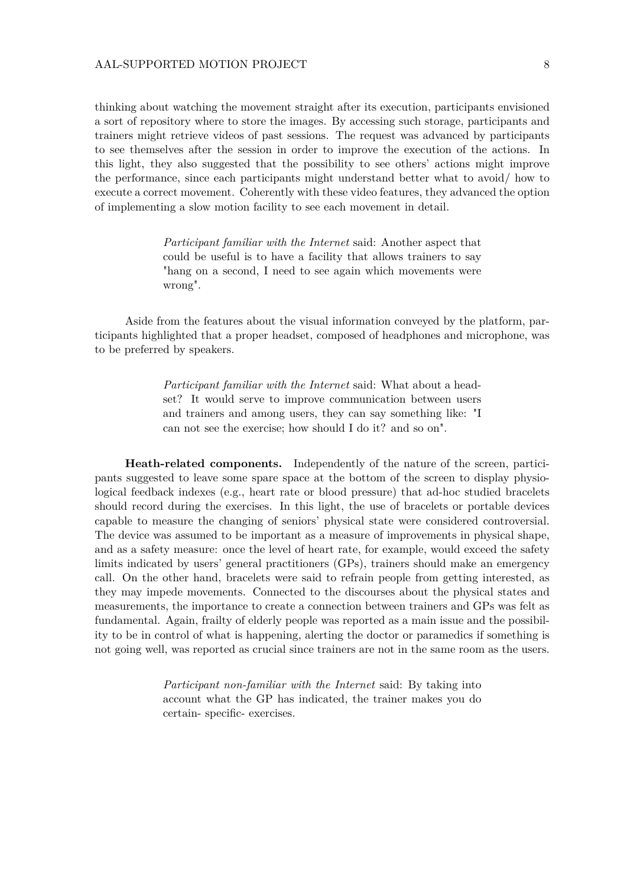thinking about watching the movement straight after its execution, participants envisioned a sort of repository where to store the images. By accessing such storage, participants and trainers might retrieve videos of past sessions. The request was advanced by participants to see themselves after the session in order to improve the execution of the actions. In this light, they also suggested that the possibility to see others' actions might improve the performance, since each participants might understand better what to avoid/ how to execute a correct movement. Coherently with these video features, they advanced the option of implementing a slow motion facility to see each movement in detail.

> *Participant familiar with the Internet* said: Another aspect that could be useful is to have a facility that allows trainers to say "hang on a second, I need to see again which movements were wrong".

Aside from the features about the visual information conveyed by the platform, participants highlighted that a proper headset, composed of headphones and microphone, was to be preferred by speakers.

> *Participant familiar with the Internet* said: What about a headset? It would serve to improve communication between users and trainers and among users, they can say something like: "I can not see the exercise; how should I do it? and so on".

**Heath-related components.** Independently of the nature of the screen, participants suggested to leave some spare space at the bottom of the screen to display physiological feedback indexes (e.g., heart rate or blood pressure) that ad-hoc studied bracelets should record during the exercises. In this light, the use of bracelets or portable devices capable to measure the changing of seniors' physical state were considered controversial. The device was assumed to be important as a measure of improvements in physical shape, and as a safety measure: once the level of heart rate, for example, would exceed the safety limits indicated by users' general practitioners (GPs), trainers should make an emergency call. On the other hand, bracelets were said to refrain people from getting interested, as they may impede movements. Connected to the discourses about the physical states and measurements, the importance to create a connection between trainers and GPs was felt as fundamental. Again, frailty of elderly people was reported as a main issue and the possibility to be in control of what is happening, alerting the doctor or paramedics if something is not going well, was reported as crucial since trainers are not in the same room as the users.

> *Participant non-familiar with the Internet* said: By taking into account what the GP has indicated, the trainer makes you do certain- specific- exercises.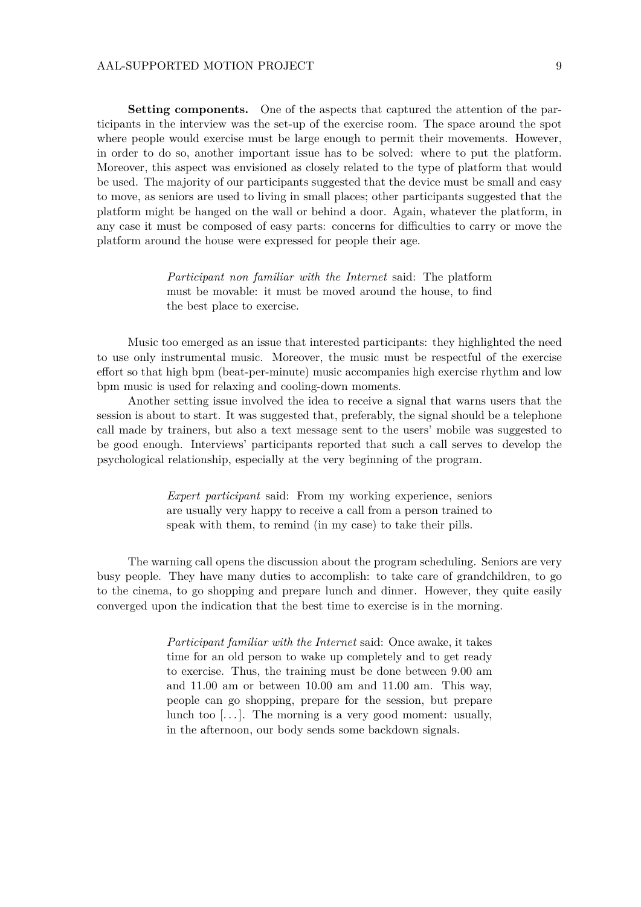**Setting components.** One of the aspects that captured the attention of the participants in the interview was the set-up of the exercise room. The space around the spot where people would exercise must be large enough to permit their movements. However, in order to do so, another important issue has to be solved: where to put the platform. Moreover, this aspect was envisioned as closely related to the type of platform that would be used. The majority of our participants suggested that the device must be small and easy to move, as seniors are used to living in small places; other participants suggested that the platform might be hanged on the wall or behind a door. Again, whatever the platform, in any case it must be composed of easy parts: concerns for difficulties to carry or move the platform around the house were expressed for people their age.

> *Participant non familiar with the Internet* said: The platform must be movable: it must be moved around the house, to find the best place to exercise.

Music too emerged as an issue that interested participants: they highlighted the need to use only instrumental music. Moreover, the music must be respectful of the exercise effort so that high bpm (beat-per-minute) music accompanies high exercise rhythm and low bpm music is used for relaxing and cooling-down moments.

Another setting issue involved the idea to receive a signal that warns users that the session is about to start. It was suggested that, preferably, the signal should be a telephone call made by trainers, but also a text message sent to the users' mobile was suggested to be good enough. Interviews' participants reported that such a call serves to develop the psychological relationship, especially at the very beginning of the program.

> *Expert participant* said: From my working experience, seniors are usually very happy to receive a call from a person trained to speak with them, to remind (in my case) to take their pills.

The warning call opens the discussion about the program scheduling. Seniors are very busy people. They have many duties to accomplish: to take care of grandchildren, to go to the cinema, to go shopping and prepare lunch and dinner. However, they quite easily converged upon the indication that the best time to exercise is in the morning.

> *Participant familiar with the Internet* said: Once awake, it takes time for an old person to wake up completely and to get ready to exercise. Thus, the training must be done between 9.00 am and 11.00 am or between 10.00 am and 11.00 am. This way, people can go shopping, prepare for the session, but prepare lunch too [...]. The morning is a very good moment: usually, in the afternoon, our body sends some backdown signals.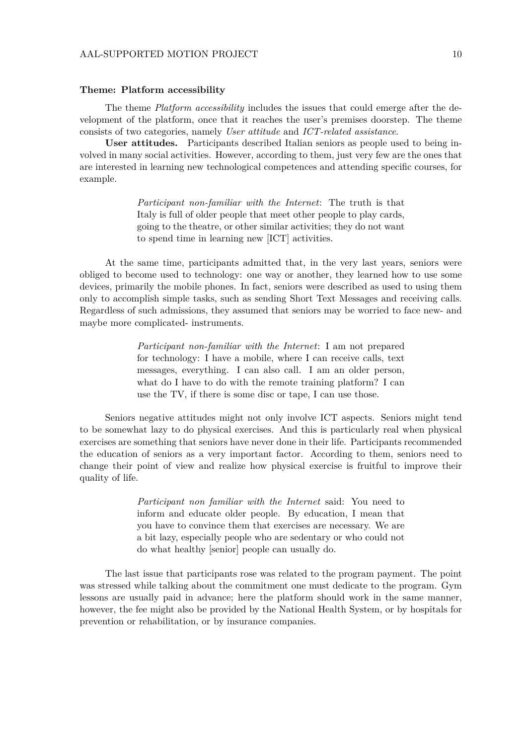### Theme: Platform accessibility

The theme *Platform accessibility* includes the issues that could emerge after the development of the platform, once that it reaches the user's premises doorstep. The theme consists of two categories, namely *User attitude* and *ICT-related assistance*.

**User attitudes.** Participants described Italian seniors as people used to being involved in many social activities. However, according to them, just very few are the ones that are interested in learning new technological competences and attending specific courses, for example.

> *Participant non-familiar with the Internet*: The truth is that Italy is full of older people that meet other people to play cards, going to the theatre, or other similar activities; they do not want to spend time in learning new [ICT] activities.

At the same time, participants admitted that, in the very last years, seniors were obliged to become used to technology: one way or another, they learned how to use some devices, primarily the mobile phones. In fact, seniors were described as used to using them only to accomplish simple tasks, such as sending Short Text Messages and receiving calls. Regardless of such admissions, they assumed that seniors may be worried to face new- and maybe more complicated- instruments.

> *Participant non-familiar with the Internet*: I am not prepared for technology: I have a mobile, where I can receive calls, text messages, everything. I can also call. I am an older person, what do I have to do with the remote training platform? I can use the TV, if there is some disc or tape, I can use those.

Seniors negative attitudes might not only involve ICT aspects. Seniors might tend to be somewhat lazy to do physical exercises. And this is particularly real when physical exercises are something that seniors have never done in their life. Participants recommended the education of seniors as a very important factor. According to them, seniors need to change their point of view and realize how physical exercise is fruitful to improve their quality of life.

> *Participant non familiar with the Internet* said: You need to inform and educate older people. By education, I mean that you have to convince them that exercises are necessary. We are a bit lazy, especially people who are sedentary or who could not do what healthy [senior] people can usually do.

The last issue that participants rose was related to the program payment. The point was stressed while talking about the commitment one must dedicate to the program. Gym lessons are usually paid in advance; here the platform should work in the same manner, however, the fee might also be provided by the National Health System, or by hospitals for prevention or rehabilitation, or by insurance companies.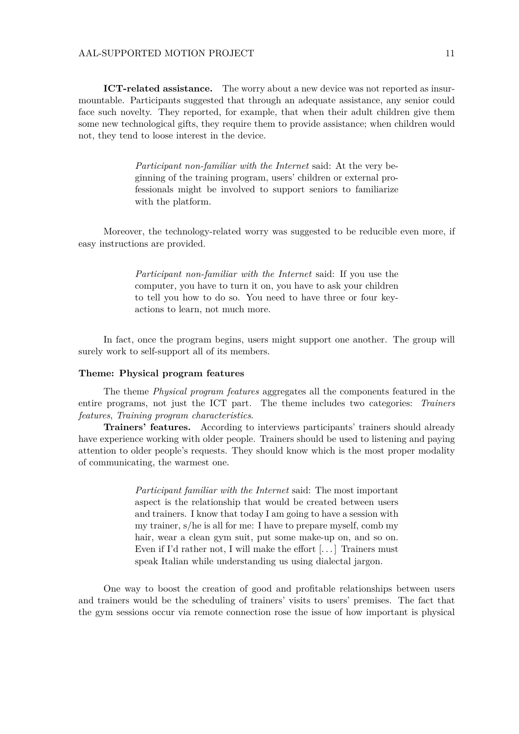**ICT-related assistance.** The worry about a new device was not reported as insurmountable. Participants suggested that through an adequate assistance, any senior could face such novelty. They reported, for example, that when their adult children give them some new technological gifts, they require them to provide assistance; when children would not, they tend to loose interest in the device.

> *Participant non-familiar with the Internet* said: At the very beginning of the training program, users' children or external professionals might be involved to support seniors to familiarize with the platform.

Moreover, the technology-related worry was suggested to be reducible even more, if easy instructions are provided.

> *Participant non-familiar with the Internet* said: If you use the computer, you have to turn it on, you have to ask your children to tell you how to do so. You need to have three or four key-actions to learn, not much more.

In fact, once the program begins, users might support one another. The group will surely work to self-support all of its members.

#### Theme: Physical program features

The theme *Physical program features* aggregates all the components featured in the entire programs, not just the ICT part. The theme includes two categories: *Trainers features*, *Training program characteristics*.

**Trainers' features.** According to interviews participants' trainers should already have experience working with older people. Trainers should be used to listening and paying attention to older people's requests. They should know which is the most proper modality of communicating, the warmest one.

> *Participant familiar with the Internet* said: The most important aspect is the relationship that would be created between users and trainers. I know that today I am going to have a session with my trainer, s/he is all for me: I have to prepare myself, comb my hair, wear a clean gym suit, put some make-up on, and so on. Even if I'd rather not, I will make the effort [...] Trainers must speak Italian while understanding us using dialectal jargon.

One way to boost the creation of good and profitable relationships between users and trainers would be the scheduling of trainers' visits to users' premises. The fact that the gym sessions occur via remote connection rose the issue of how important is physical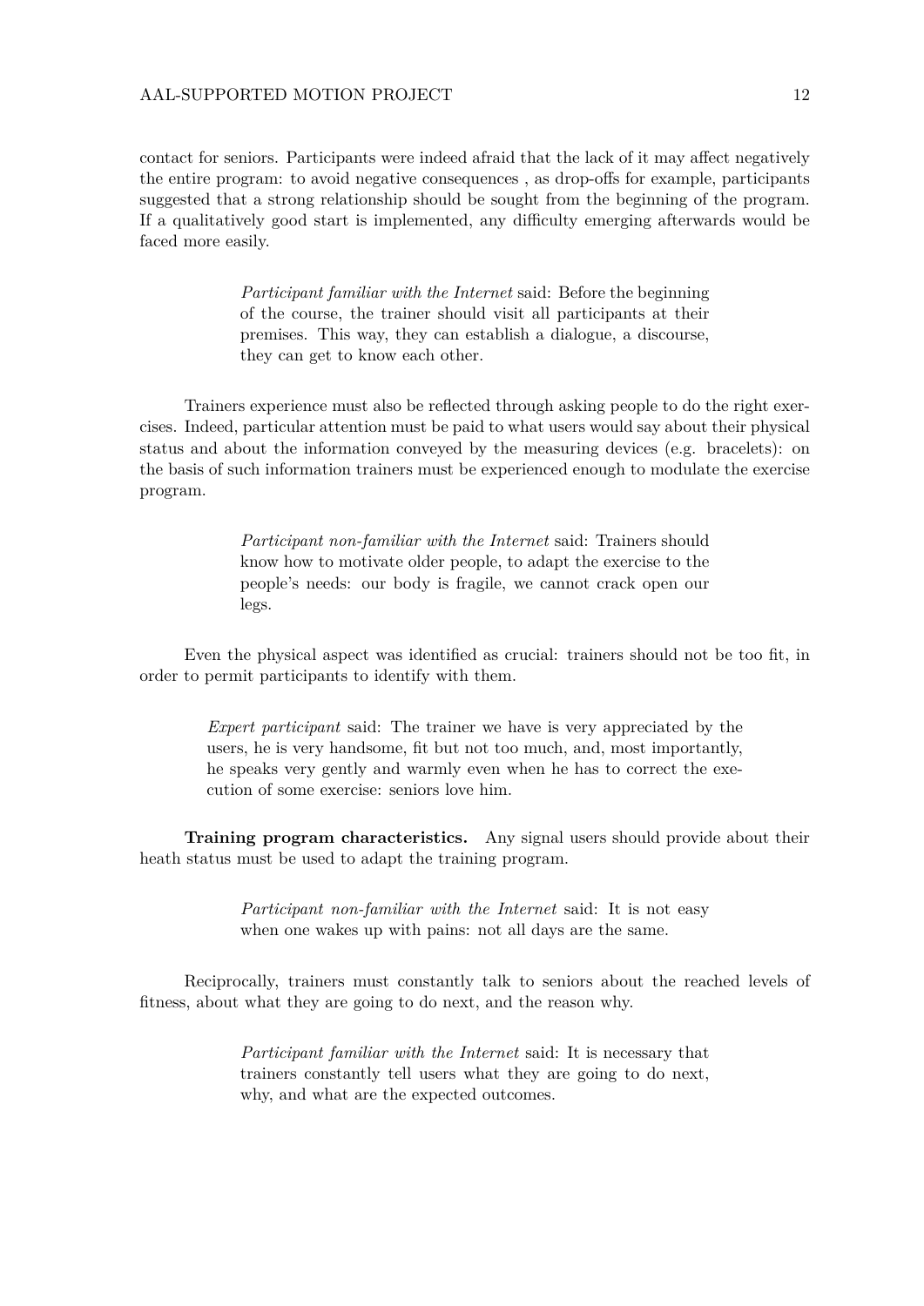contact for seniors. Participants were indeed afraid that the lack of it may affect negatively the entire program: to avoid negative consequences , as drop-offs for example, participants suggested that a strong relationship should be sought from the beginning of the program. If a qualitatively good start is implemented, any difficulty emerging afterwards would be faced more easily.

> *Participant familiar with the Internet* said: Before the beginning of the course, the trainer should visit all participants at their premises. This way, they can establish a dialogue, a discourse, they can get to know each other.

Trainers experience must also be reflected through asking people to do the right exercises. Indeed, particular attention must be paid to what users would say about their physical status and about the information conveyed by the measuring devices (e.g. bracelets): on the basis of such information trainers must be experienced enough to modulate the exercise program.

> *Participant non-familiar with the Internet* said: Trainers should know how to motivate older people, to adapt the exercise to the people's needs: our body is fragile, we cannot crack open our legs.

Even the physical aspect was identified as crucial: trainers should not be too fit, in order to permit participants to identify with them.

> *Expert participant* said: The trainer we have is very appreciated by the users, he is very handsome, fit but not too much, and, most importantly, he speaks very gently and warmly even when he has to correct the execution of some exercise: seniors love him.

**Training program characteristics.** Any signal users should provide about their heath status must be used to adapt the training program.

> *Participant non-familiar with the Internet* said: It is not easy when one wakes up with pains: not all days are the same.

Reciprocally, trainers must constantly talk to seniors about the reached levels of fitness, about what they are going to do next, and the reason why.

> *Participant familiar with the Internet* said: It is necessary that trainers constantly tell users what they are going to do next, why, and what are the expected outcomes.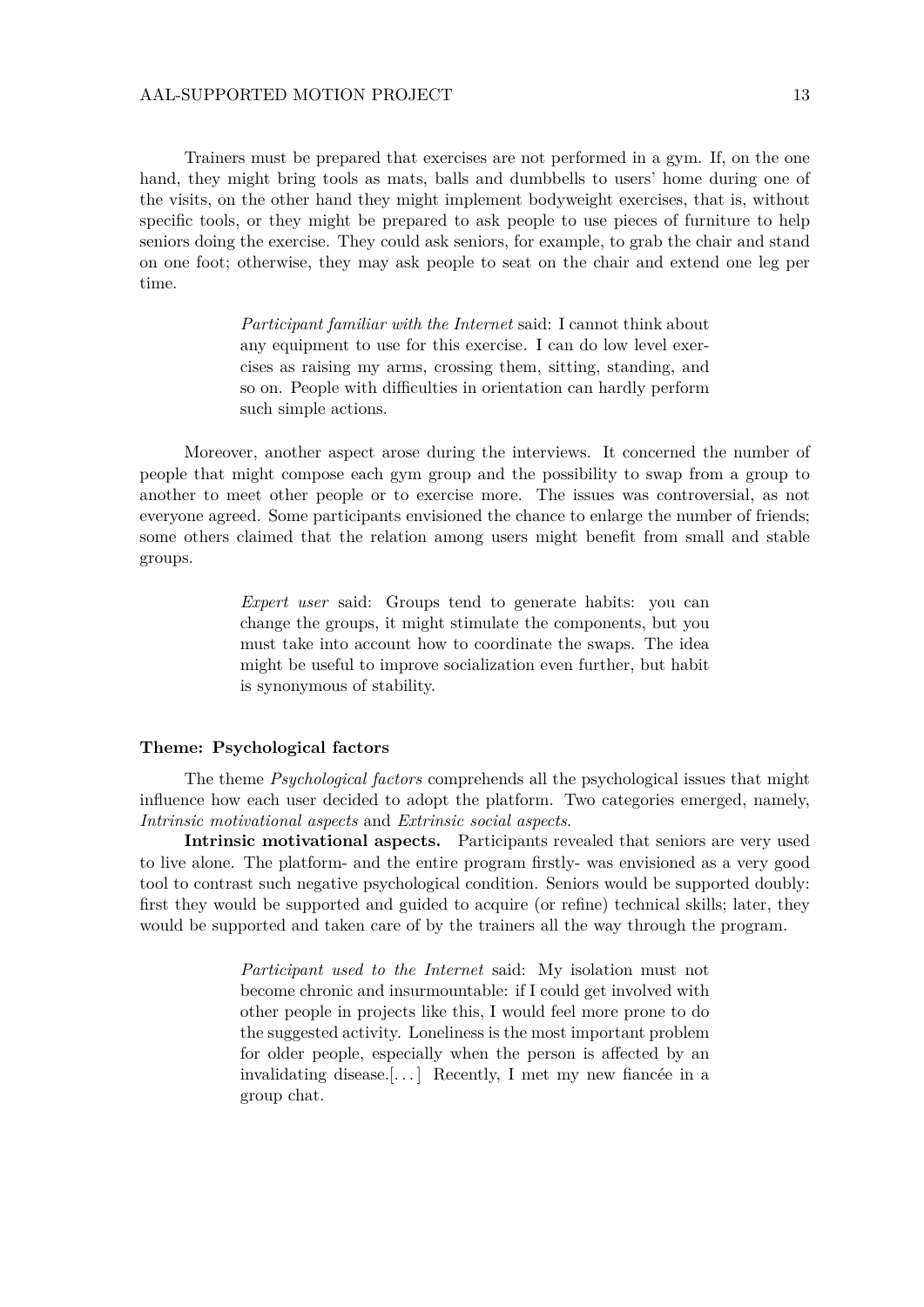Trainers must be prepared that exercises are not performed in a gym. If, on the one hand, they might bring tools as mats, balls and dumbbells to users' home during one of the visits, on the other hand they might implement bodyweight exercises, that is, without specific tools, or they might be prepared to ask people to use pieces of furniture to help seniors doing the exercise. They could ask seniors, for example, to grab the chair and stand on one foot; otherwise, they may ask people to seat on the chair and extend one leg per time.

> *Participant familiar with the Internet* said: I cannot think about any equipment to use for this exercise. I can do low level exercises as raising my arms, crossing them, sitting, standing, and so on. People with difficulties in orientation can hardly perform such simple actions.

Moreover, another aspect arose during the interviews. It concerned the number of people that might compose each gym group and the possibility to swap from a group to another to meet other people or to exercise more. The issues was controversial, as not everyone agreed. Some participants envisioned the chance to enlarge the number of friends; some others claimed that the relation among users might benefit from small and stable groups.

> *Expert user* said: Groups tend to generate habits: you can change the groups, it might stimulate the components, but you must take into account how to coordinate the swaps. The idea might be useful to improve socialization even further, but habit is synonymous of stability.

#### Theme: Psychological factors

The theme *Psychological factors* comprehends all the psychological issues that might influence how each user decided to adopt the platform. Two categories emerged, namely, *Intrinsic motivational aspects* and *Extrinsic social aspects*.

**Intrinsic motivational aspects.** Participants revealed that seniors are very used to live alone. The platform- and the entire program firstly- was envisioned as a very good tool to contrast such negative psychological condition. Seniors would be supported doubly: first they would be supported and guided to acquire (or refine) technical skills; later, they would be supported and taken care of by the trainers all the way through the program.

> *Participant used to the Internet* said: My isolation must not become chronic and insurmountable: if I could get involved with other people in projects like this, I would feel more prone to do the suggested activity. Loneliness is the most important problem for older people, especially when the person is affected by an invalidating disease.[...] Recently, I met my new fiancée in a group chat.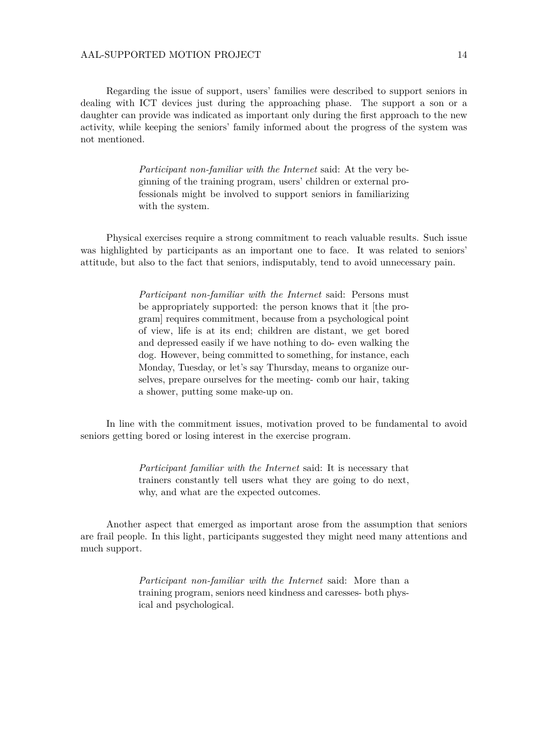Regarding the issue of support, users' families were described to support seniors in dealing with ICT devices just during the approaching phase. The support a son or a daughter can provide was indicated as important only during the first approach to the new activity, while keeping the seniors' family informed about the progress of the system was not mentioned.

> *Participant non-familiar with the Internet* said: At the very beginning of the training program, users' children or external professionals might be involved to support seniors in familiarizing with the system.

Physical exercises require a strong commitment to reach valuable results. Such issue was highlighted by participants as an important one to face. It was related to seniors' attitude, but also to the fact that seniors, indisputably, tend to avoid unnecessary pain.

> *Participant non-familiar with the Internet* said: Persons must be appropriately supported: the person knows that it [the program] requires commitment, because from a psychological point of view, life is at its end; children are distant, we get bored and depressed easily if we have nothing to do- even walking the dog. However, being committed to something, for instance, each Monday, Tuesday, or let's say Thursday, means to organize ourselves, prepare ourselves for the meeting- comb our hair, taking a shower, putting some make-up on.

In line with the commitment issues, motivation proved to be fundamental to avoid seniors getting bored or losing interest in the exercise program.

> *Participant familiar with the Internet* said: It is necessary that trainers constantly tell users what they are going to do next, why, and what are the expected outcomes.

Another aspect that emerged as important arose from the assumption that seniors are frail people. In this light, participants suggested they might need many attentions and much support.

> *Participant non-familiar with the Internet* said: More than a training program, seniors need kindness and caresses- both physical and psychological.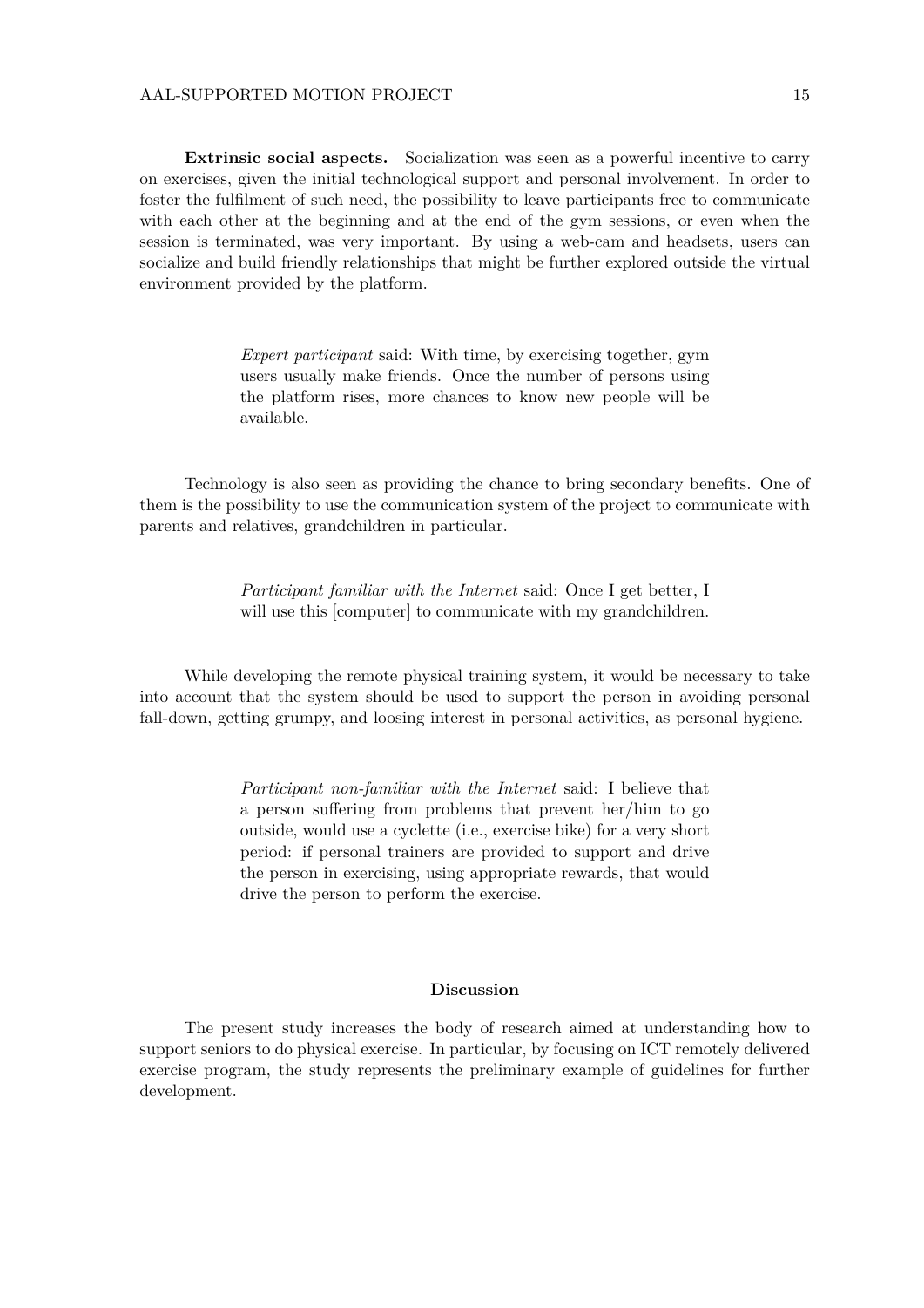**Extrinsic social aspects.** Socialization was seen as a powerful incentive to carry on exercises, given the initial technological support and personal involvement. In order to foster the fulfilment of such need, the possibility to leave participants free to communicate with each other at the beginning and at the end of the gym sessions, or even when the session is terminated, was very important. By using a web-cam and headsets, users can socialize and build friendly relationships that might be further explored outside the virtual environment provided by the platform.

> *Expert participant* said: With time, by exercising together, gym users usually make friends. Once the number of persons using the platform rises, more chances to know new people will be available.

Technology is also seen as providing the chance to bring secondary benefits. One of them is the possibility to use the communication system of the project to communicate with parents and relatives, grandchildren in particular.

> *Participant familiar with the Internet* said: Once I get better, I will use this [computer] to communicate with my grandchildren.

While developing the remote physical training system, it would be necessary to take into account that the system should be used to support the person in avoiding personal fall-down, getting grumpy, and loosing interest in personal activities, as personal hygiene.

> *Participant non-familiar with the Internet* said: I believe that a person suffering from problems that prevent her/him to go outside, would use a cyclette (i.e., exercise bike) for a very short period: if personal trainers are provided to support and drive the person in exercising, using appropriate rewards, that would drive the person to perform the exercise.

## Discussion

The present study increases the body of research aimed at understanding how to support seniors to do physical exercise. In particular, by focusing on ICT remotely delivered exercise program, the study represents the preliminary example of guidelines for further development.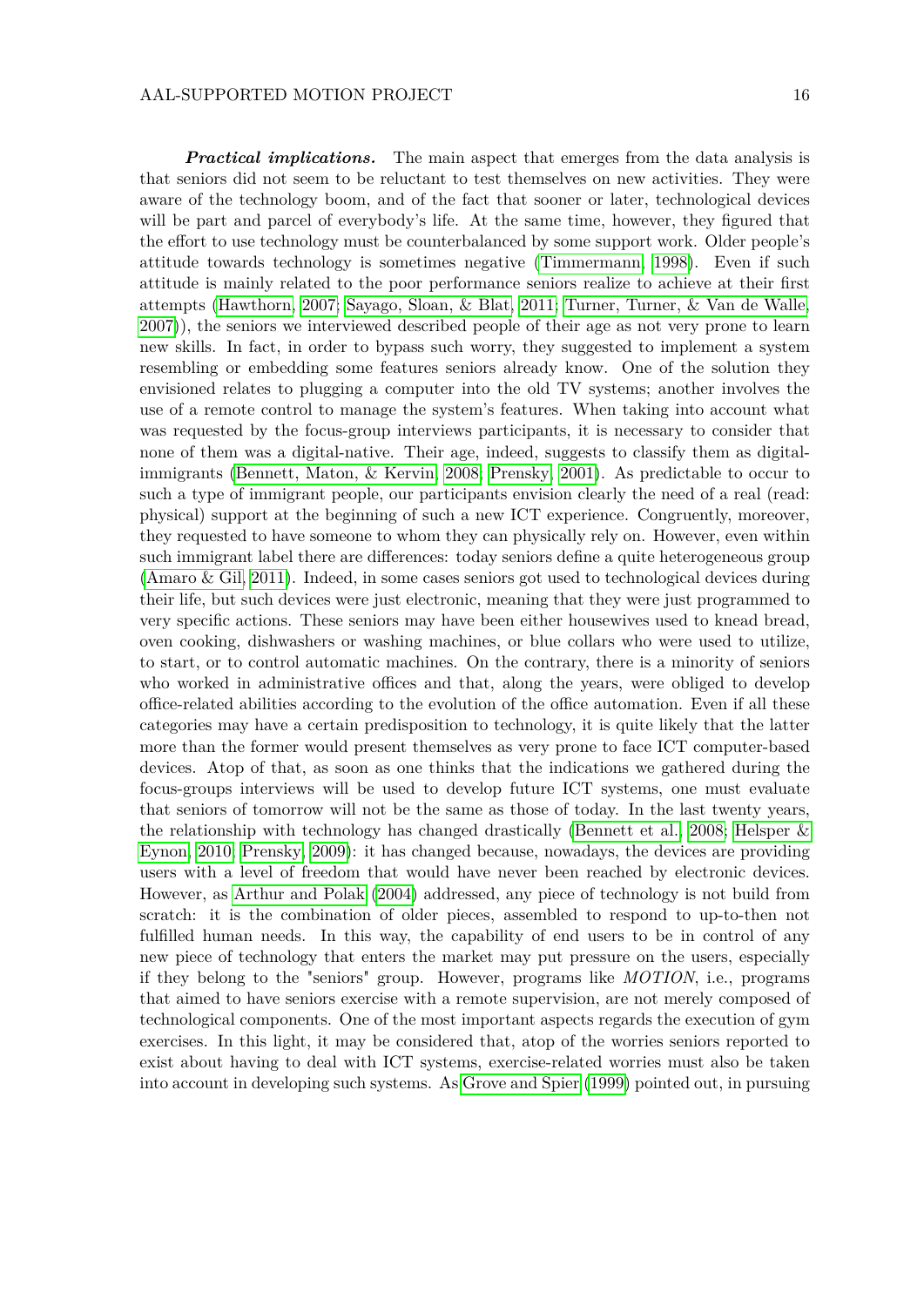***Practical implications.*** The main aspect that emerges from the data analysis is that seniors did not seem to be reluctant to test themselves on new activities. They were aware of the technology boom, and of the fact that sooner or later, technological devices will be part and parcel of everybody's life. At the same time, however, they figured that the effort to use technology must be counterbalanced by some support work. Older people's attitude towards technology is sometimes negative (Timmermann, 1998). Even if such attitude is mainly related to the poor performance seniors realize to achieve at their first attempts (Hawthorn, 2007; Sayago, Sloan, & Blat, 2011; Turner, Turner, & Van de Walle, 2007)), the seniors we interviewed described people of their age as not very prone to learn new skills. In fact, in order to bypass such worry, they suggested to implement a system resembling or embedding some features seniors already know. One of the solution they envisioned relates to plugging a computer into the old TV systems; another involves the use of a remote control to manage the system's features. When taking into account what was requested by the focus-group interviews participants, it is necessary to consider that none of them was a digital-native. Their age, indeed, suggests to classify them as digital-immigrants (Bennett, Maton, & Kervin, 2008; Prensky, 2001). As predictable to occur to such a type of immigrant people, our participants envision clearly the need of a real (read: physical) support at the beginning of such a new ICT experience. Congruently, moreover, they requested to have someone to whom they can physically rely on. However, even within such immigrant label there are differences: today seniors define a quite heterogeneous group (Amaro & Gil, 2011). Indeed, in some cases seniors got used to technological devices during their life, but such devices were just electronic, meaning that they were just programmed to very specific actions. These seniors may have been either housewives used to knead bread, oven cooking, dishwashers or washing machines, or blue collars who were used to utilize, to start, or to control automatic machines. On the contrary, there is a minority of seniors who worked in administrative offices and that, along the years, were obliged to develop office-related abilities according to the evolution of the office automation. Even if all these categories may have a certain predisposition to technology, it is quite likely that the latter more than the former would present themselves as very prone to face ICT computer-based devices. Atop of that, as soon as one thinks that the indications we gathered during the focus-groups interviews will be used to develop future ICT systems, one must evaluate that seniors of tomorrow will not be the same as those of today. In the last twenty years, the relationship with technology has changed drastically (Bennett et al., 2008; Helsper & Eynon, 2010; Prensky, 2009): it has changed because, nowadays, the devices are providing users with a level of freedom that would have never been reached by electronic devices. However, as Arthur and Polak (2004) addressed, any piece of technology is not build from scratch: it is the combination of older pieces, assembled to respond to up-to-then not fulfilled human needs. In this way, the capability of end users to be in control of any new piece of technology that enters the market may put pressure on the users, especially if they belong to the "seniors" group. However, programs like *MOTION*, i.e., programs that aimed to have seniors exercise with a remote supervision, are not merely composed of technological components. One of the most important aspects regards the execution of gym exercises. In this light, it may be considered that, atop of the worries seniors reported to exist about having to deal with ICT systems, exercise-related worries must also be taken into account in developing such systems. As Grove and Spier (1999) pointed out, in pursuing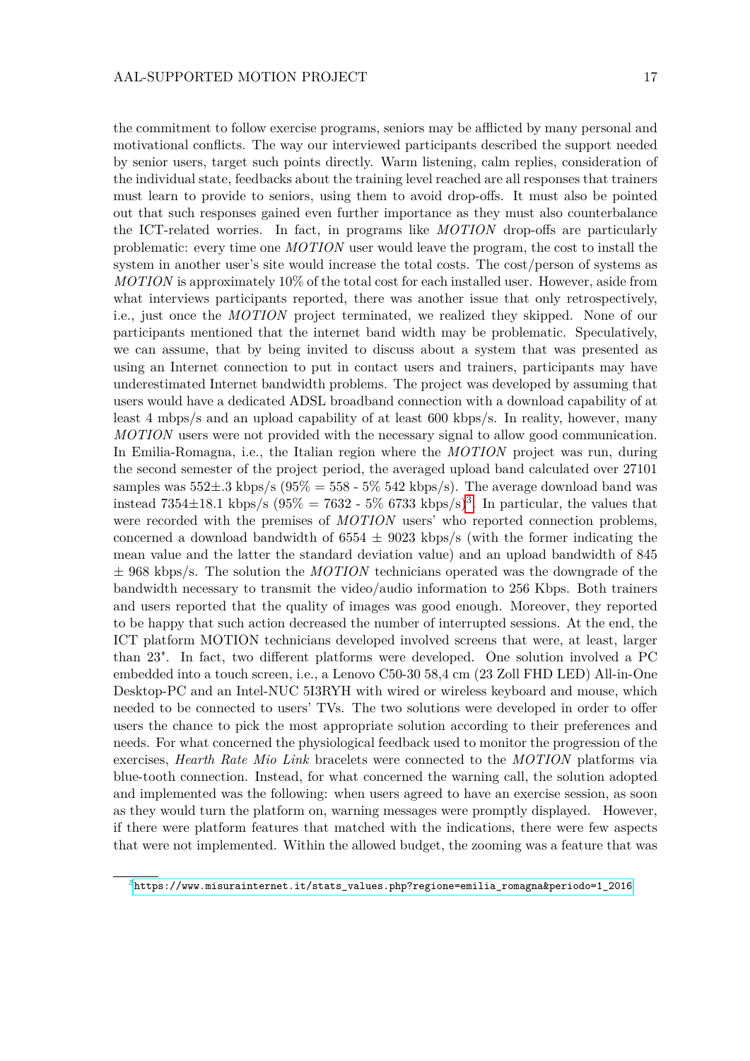the commitment to follow exercise programs, seniors may be afflicted by many personal and motivational conflicts. The way our interviewed participants described the support needed by senior users, target such points directly. Warm listening, calm replies, consideration of the individual state, feedbacks about the training level reached are all responses that trainers must learn to provide to seniors, using them to avoid drop-offs. It must also be pointed out that such responses gained even further importance as they must also counterbalance the ICT-related worries. In fact, in programs like *MOTION* drop-offs are particularly problematic: every time one *MOTION* user would leave the program, the cost to install the system in another user's site would increase the total costs. The cost/person of systems as *MOTION* is approximately 10% of the total cost for each installed user. However, aside from what interviews participants reported, there was another issue that only retrospectively, i.e., just once the *MOTION* project terminated, we realized they skipped. None of our participants mentioned that the internet band width may be problematic. Speculatively, we can assume, that by being invited to discuss about a system that was presented as using an Internet connection to put in contact users and trainers, participants may have underestimated Internet bandwidth problems. The project was developed by assuming that users would have a dedicated ADSL broadband connection with a download capability of at least 4 mbps/s and an upload capability of at least 600 kbps/s. In reality, however, many *MOTION* users were not provided with the necessary signal to allow good communication. In Emilia-Romagna, i.e., the Italian region where the *MOTION* project was run, during the second semester of the project period, the averaged upload band calculated over 27101 samples was 552±.3 kbps/s (95% = 558 - 5% 542 kbps/s). The average download band was instead 7354±18.1 kbps/s (95% = 7632 - 5% 6733 kbps/s)[3]. In particular, the values that were recorded with the premises of *MOTION* users' who reported connection problems, concerned a download bandwidth of 6554 ± 9023 kbps/s (with the former indicating the mean value and the latter the standard deviation value) and an upload bandwidth of 845 ± 968 kbps/s. The solution the *MOTION* technicians operated was the downgrade of the bandwidth necessary to transmit the video/audio information to 256 Kbps. Both trainers and users reported that the quality of images was good enough. Moreover, they reported to be happy that such action decreased the number of interrupted sessions. At the end, the ICT platform MOTION technicians developed involved screens that were, at least, larger than 23". In fact, two different platforms were developed. One solution involved a PC embedded into a touch screen, i.e., a Lenovo C50-30 58,4 cm (23 Zoll FHD LED) All-in-One Desktop-PC and an Intel-NUC 5I3RYH with wired or wireless keyboard and mouse, which needed to be connected to users' TVs. The two solutions were developed in order to offer users the chance to pick the most appropriate solution according to their preferences and needs. For what concerned the physiological feedback used to monitor the progression of the exercises, *Hearth Rate Mio Link* bracelets were connected to the *MOTION* platforms via blue-tooth connection. Instead, for what concerned the warning call, the solution adopted and implemented was the following: when users agreed to have an exercise session, as soon as they would turn the platform on, warning messages were promptly displayed. However, if there were platform features that matched with the indications, there were few aspects that were not implemented. Within the allowed budget, the zooming was a feature that was

[3] https://www.misurainternet.it/stats_values.php?regione=emilia_romagna&periodo=1_2016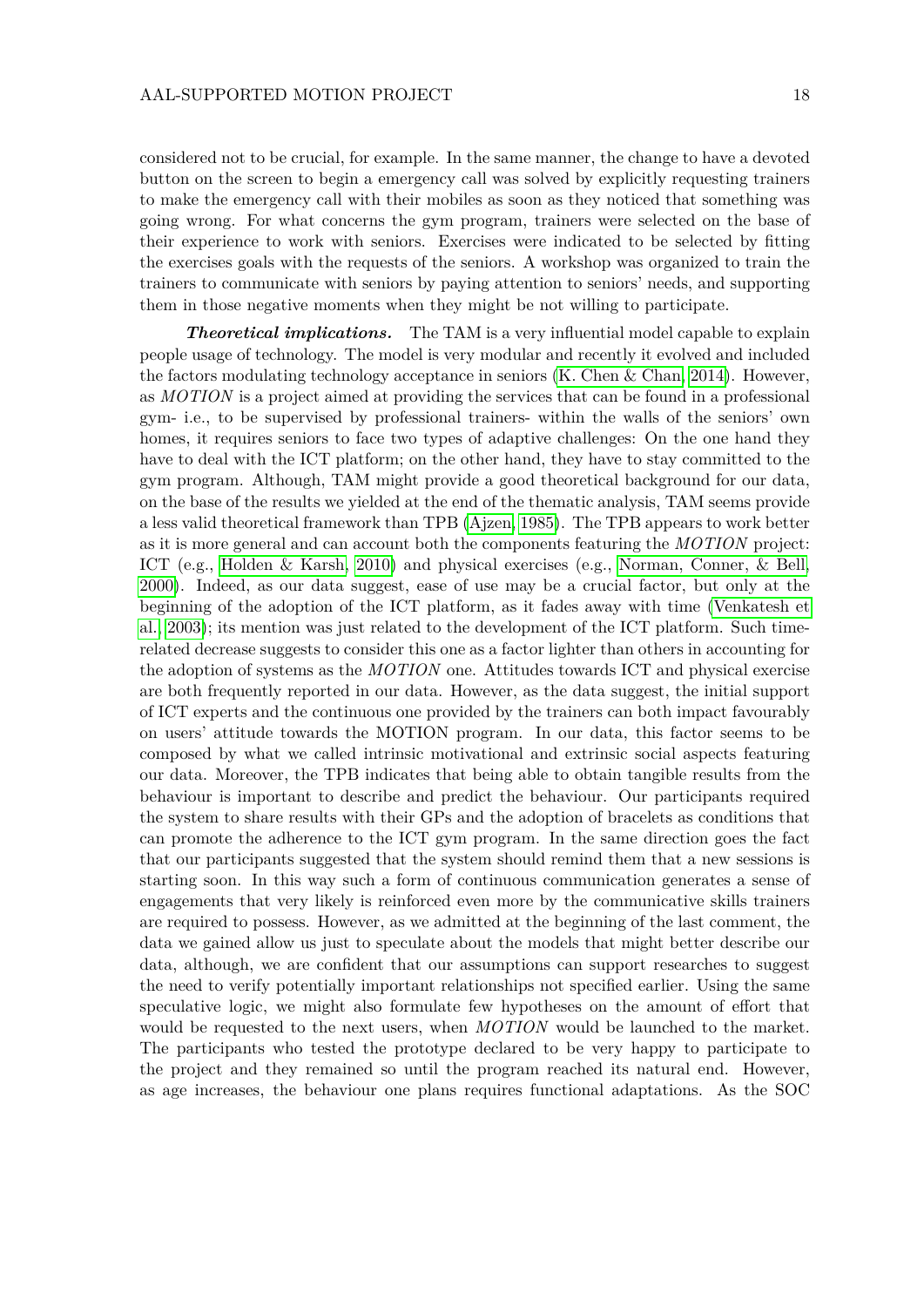considered not to be crucial, for example. In the same manner, the change to have a devoted button on the screen to begin a emergency call was solved by explicitly requesting trainers to make the emergency call with their mobiles as soon as they noticed that something was going wrong. For what concerns the gym program, trainers were selected on the base of their experience to work with seniors. Exercises were indicated to be selected by fitting the exercises goals with the requests of the seniors. A workshop was organized to train the trainers to communicate with seniors by paying attention to seniors' needs, and supporting them in those negative moments when they might be not willing to participate.

***Theoretical implications.*** The TAM is a very influential model capable to explain people usage of technology. The model is very modular and recently it evolved and included the factors modulating technology acceptance in seniors (K. Chen & Chan, 2014). However, as *MOTION* is a project aimed at providing the services that can be found in a professional gym- i.e., to be supervised by professional trainers- within the walls of the seniors' own homes, it requires seniors to face two types of adaptive challenges: On the one hand they have to deal with the ICT platform; on the other hand, they have to stay committed to the gym program. Although, TAM might provide a good theoretical background for our data, on the base of the results we yielded at the end of the thematic analysis, TAM seems provide a less valid theoretical framework than TPB (Ajzen, 1985). The TPB appears to work better as it is more general and can account both the components featuring the *MOTION* project: ICT (e.g., Holden & Karsh, 2010) and physical exercises (e.g., Norman, Conner, & Bell, 2000). Indeed, as our data suggest, ease of use may be a crucial factor, but only at the beginning of the adoption of the ICT platform, as it fades away with time (Venkatesh et al., 2003); its mention was just related to the development of the ICT platform. Such time-related decrease suggests to consider this one as a factor lighter than others in accounting for the adoption of systems as the *MOTION* one. Attitudes towards ICT and physical exercise are both frequently reported in our data. However, as the data suggest, the initial support of ICT experts and the continuous one provided by the trainers can both impact favourably on users' attitude towards the MOTION program. In our data, this factor seems to be composed by what we called intrinsic motivational and extrinsic social aspects featuring our data. Moreover, the TPB indicates that being able to obtain tangible results from the behaviour is important to describe and predict the behaviour. Our participants required the system to share results with their GPs and the adoption of bracelets as conditions that can promote the adherence to the ICT gym program. In the same direction goes the fact that our participants suggested that the system should remind them that a new sessions is starting soon. In this way such a form of continuous communication generates a sense of engagements that very likely is reinforced even more by the communicative skills trainers are required to possess. However, as we admitted at the beginning of the last comment, the data we gained allow us just to speculate about the models that might better describe our data, although, we are confident that our assumptions can support researches to suggest the need to verify potentially important relationships not specified earlier. Using the same speculative logic, we might also formulate few hypotheses on the amount of effort that would be requested to the next users, when *MOTION* would be launched to the market. The participants who tested the prototype declared to be very happy to participate to the project and they remained so until the program reached its natural end. However, as age increases, the behaviour one plans requires functional adaptations. As the SOC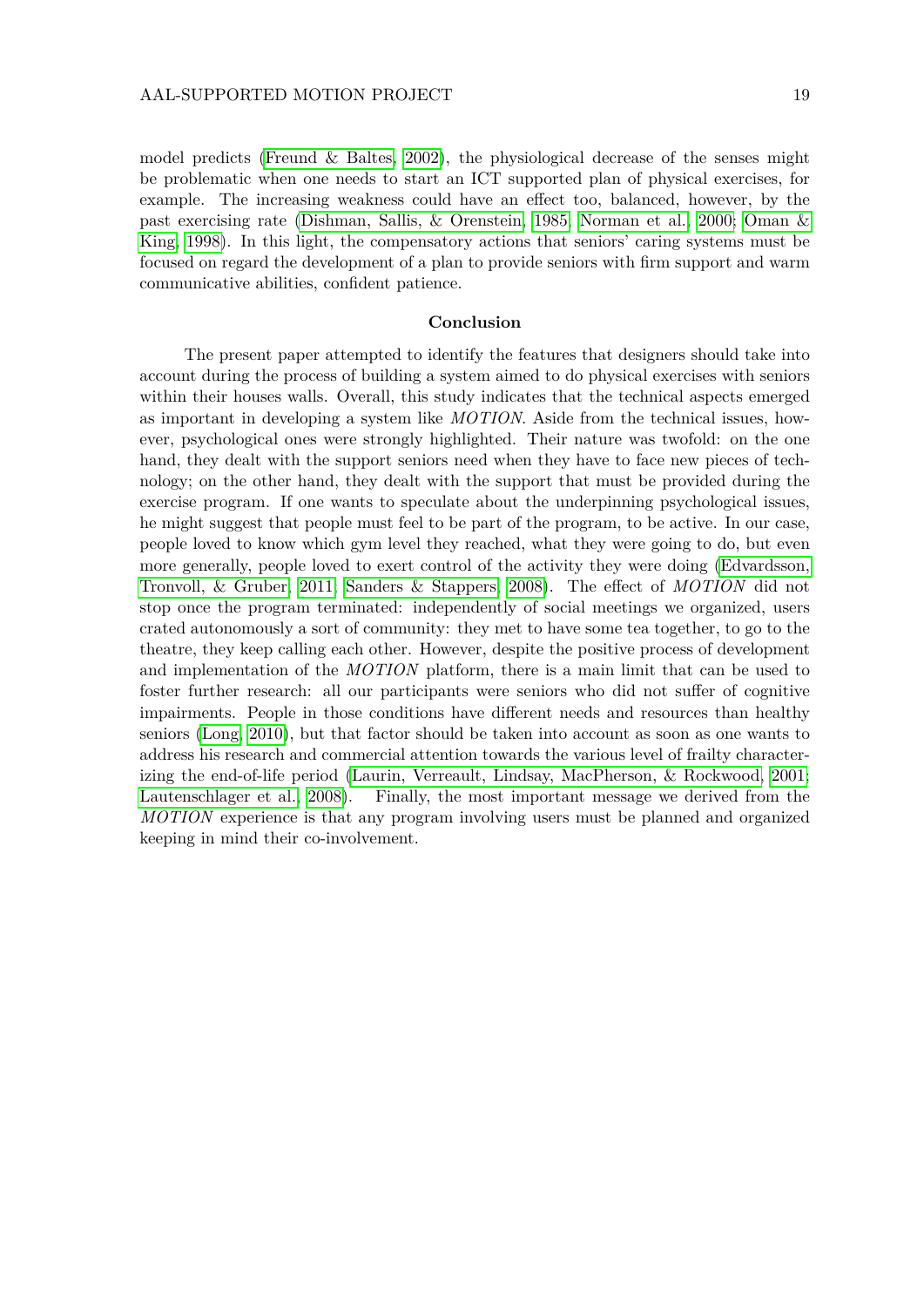model predicts (Freund & Baltes, 2002), the physiological decrease of the senses might be problematic when one needs to start an ICT supported plan of physical exercises, for example. The increasing weakness could have an effect too, balanced, however, by the past exercising rate (Dishman, Sallis, & Orenstein, 1985; Norman et al., 2000; Oman & King, 1998). In this light, the compensatory actions that seniors' caring systems must be focused on regard the development of a plan to provide seniors with firm support and warm communicative abilities, confident patience.

## Conclusion

The present paper attempted to identify the features that designers should take into account during the process of building a system aimed to do physical exercises with seniors within their houses walls. Overall, this study indicates that the technical aspects emerged as important in developing a system like *MOTION*. Aside from the technical issues, however, psychological ones were strongly highlighted. Their nature was twofold: on the one hand, they dealt with the support seniors need when they have to face new pieces of technology; on the other hand, they dealt with the support that must be provided during the exercise program. If one wants to speculate about the underpinning psychological issues, he might suggest that people must feel to be part of the program, to be active. In our case, people loved to know which gym level they reached, what they were going to do, but even more generally, people loved to exert control of the activity they were doing (Edvardsson, Tronvoll, & Gruber, 2011; Sanders & Stappers, 2008). The effect of *MOTION* did not stop once the program terminated: independently of social meetings we organized, users crated autonomously a sort of community: they met to have some tea together, to go to the theatre, they keep calling each other. However, despite the positive process of development and implementation of the *MOTION* platform, there is a main limit that can be used to foster further research: all our participants were seniors who did not suffer of cognitive impairments. People in those conditions have different needs and resources than healthy seniors (Long, 2010), but that factor should be taken into account as soon as one wants to address his research and commercial attention towards the various level of frailty characterizing the end-of-life period (Laurin, Verreault, Lindsay, MacPherson, & Rockwood, 2001; Lautenschlager et al., 2008). Finally, the most important message we derived from the *MOTION* experience is that any program involving users must be planned and organized keeping in mind their co-involvement.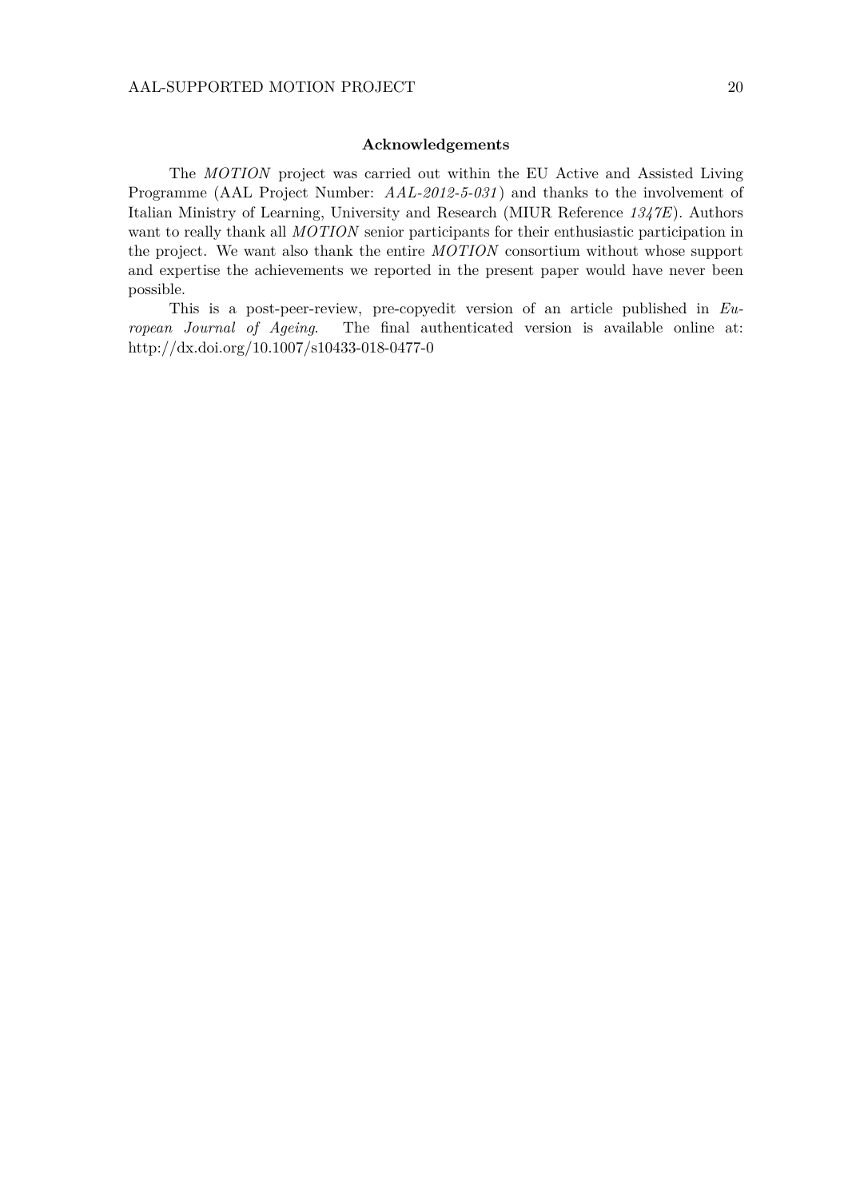## Acknowledgements

The *MOTION* project was carried out within the EU Active and Assisted Living Programme (AAL Project Number: *AAL-2012-5-031*) and thanks to the involvement of Italian Ministry of Learning, University and Research (MIUR Reference *1347E*). Authors want to really thank all *MOTION* senior participants for their enthusiastic participation in the project. We want also thank the entire *MOTION* consortium without whose support and expertise the achievements we reported in the present paper would have never been possible.

This is a post-peer-review, pre-copyedit version of an article published in *European Journal of Ageing*. The final authenticated version is available online at: http://dx.doi.org/10.1007/s10433-018-0477-0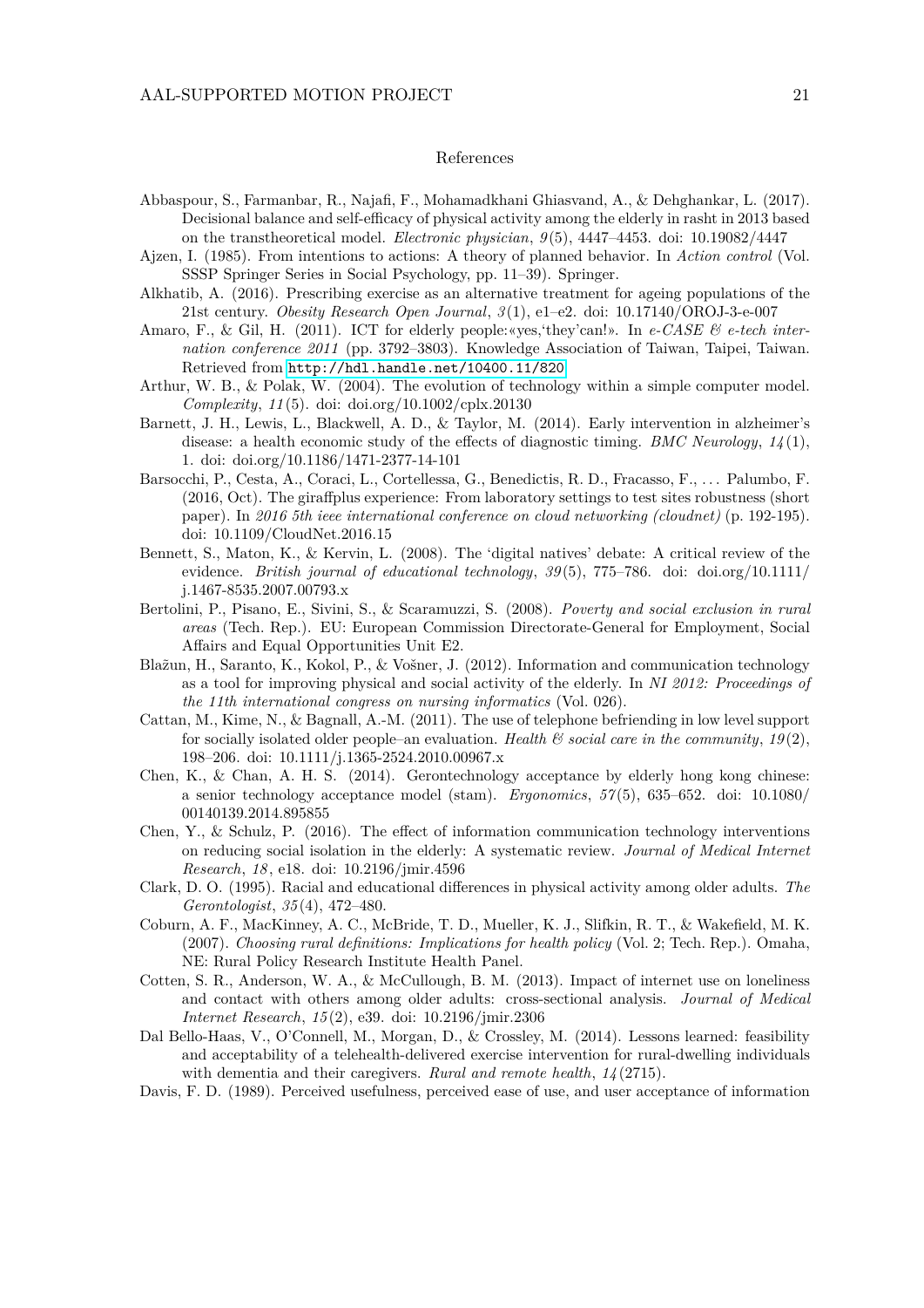## References

Abbaspour, S., Farmanbar, R., Najafi, F., Mohamadkhani Ghiasvand, A., & Dehghankar, L. (2017). Decisional balance and self-efficacy of physical activity among the elderly in rasht in 2013 based on the transtheoretical model. *Electronic physician*, *9*(5), 4447–4453. doi: 10.19082/4447

Ajzen, I. (1985). From intentions to actions: A theory of planned behavior. In *Action control* (Vol. SSSP Springer Series in Social Psychology, pp. 11–39). Springer.

Alkhatib, A. (2016). Prescribing exercise as an alternative treatment for ageing populations of the 21st century. *Obesity Research Open Journal*, *3*(1), e1–e2. doi: 10.17140/OROJ-3-e-007

Amaro, F., & Gil, H. (2011). ICT for elderly people:«yes,'they'can!». In *e-CASE & e-tech internation conference 2011* (pp. 3792–3803). Knowledge Association of Taiwan, Taipei, Taiwan. Retrieved from http://hdl.handle.net/10400.11/820

Arthur, W. B., & Polak, W. (2004). The evolution of technology within a simple computer model. *Complexity*, *11*(5). doi: doi.org/10.1002/cplx.20130

Barnett, J. H., Lewis, L., Blackwell, A. D., & Taylor, M. (2014). Early intervention in alzheimer's disease: a health economic study of the effects of diagnostic timing. *BMC Neurology*, *14*(1), 1. doi: doi.org/10.1186/1471-2377-14-101

Barsocchi, P., Cesta, A., Coraci, L., Cortellessa, G., Benedictis, R. D., Fracasso, F., ... Palumbo, F. (2016, Oct). The giraffplus experience: From laboratory settings to test sites robustness (short paper). In *2016 5th ieee international conference on cloud networking (cloudnet)* (p. 192-195). doi: 10.1109/CloudNet.2016.15

Bennett, S., Maton, K., & Kervin, L. (2008). The 'digital natives' debate: A critical review of the evidence. *British journal of educational technology*, *39*(5), 775–786. doi: doi.org/10.1111/j.1467-8535.2007.00793.x

Bertolini, P., Pisano, E., Sivini, S., & Scaramuzzi, S. (2008). *Poverty and social exclusion in rural areas* (Tech. Rep.). EU: European Commission Directorate-General for Employment, Social Affairs and Equal Opportunities Unit E2.

Blažun, H., Saranto, K., Kokol, P., & Vošner, J. (2012). Information and communication technology as a tool for improving physical and social activity of the elderly. In *NI 2012: Proceedings of the 11th international congress on nursing informatics* (Vol. 026).

Cattan, M., Kime, N., & Bagnall, A.-M. (2011). The use of telephone befriending in low level support for socially isolated older people–an evaluation. *Health & social care in the community*, *19*(2), 198–206. doi: 10.1111/j.1365-2524.2010.00967.x

Chen, K., & Chan, A. H. S. (2014). Gerontechnology acceptance by elderly hong kong chinese: a senior technology acceptance model (stam). *Ergonomics*, *57*(5), 635–652. doi: 10.1080/00140139.2014.895855

Chen, Y., & Schulz, P. (2016). The effect of information communication technology interventions on reducing social isolation in the elderly: A systematic review. *Journal of Medical Internet Research*, *18*, e18. doi: 10.2196/jmir.4596

Clark, D. O. (1995). Racial and educational differences in physical activity among older adults. *The Gerontologist*, *35*(4), 472–480.

Coburn, A. F., MacKinney, A. C., McBride, T. D., Mueller, K. J., Slifkin, R. T., & Wakefield, M. K. (2007). *Choosing rural definitions: Implications for health policy* (Vol. 2; Tech. Rep.). Omaha, NE: Rural Policy Research Institute Health Panel.

Cotten, S. R., Anderson, W. A., & McCullough, B. M. (2013). Impact of internet use on loneliness and contact with others among older adults: cross-sectional analysis. *Journal of Medical Internet Research*, *15*(2), e39. doi: 10.2196/jmir.2306

Dal Bello-Haas, V., O'Connell, M., Morgan, D., & Crossley, M. (2014). Lessons learned: feasibility and acceptability of a telehealth-delivered exercise intervention for rural-dwelling individuals with dementia and their caregivers. *Rural and remote health*, *14*(2715).

Davis, F. D. (1989). Perceived usefulness, perceived ease of use, and user acceptance of information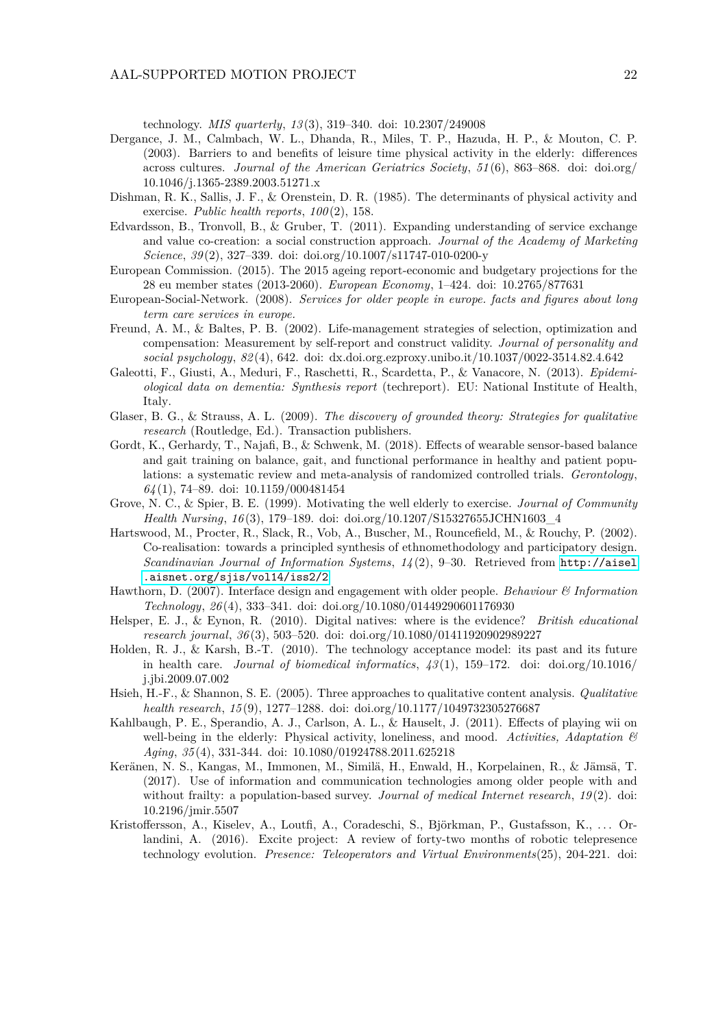technology. *MIS quarterly*, *13*(3), 319–340. doi: 10.2307/249008

Dergance, J. M., Calmbach, W. L., Dhanda, R., Miles, T. P., Hazuda, H. P., & Mouton, C. P. (2003). Barriers to and benefits of leisure time physical activity in the elderly: differences across cultures. *Journal of the American Geriatrics Society*, *51*(6), 863–868. doi: doi.org/10.1046/j.1365-2389.2003.51271.x

Dishman, R. K., Sallis, J. F., & Orenstein, D. R. (1985). The determinants of physical activity and exercise. *Public health reports*, *100*(2), 158.

Edvardsson, B., Tronvoll, B., & Gruber, T. (2011). Expanding understanding of service exchange and value co-creation: a social construction approach. *Journal of the Academy of Marketing Science*, *39*(2), 327–339. doi: doi.org/10.1007/s11747-010-0200-y

European Commission. (2015). The 2015 ageing report-economic and budgetary projections for the 28 eu member states (2013-2060). *European Economy*, 1–424. doi: 10.2765/877631

European-Social-Network. (2008). *Services for older people in europe. facts and figures about long term care services in europe.*

Freund, A. M., & Baltes, P. B. (2002). Life-management strategies of selection, optimization and compensation: Measurement by self-report and construct validity. *Journal of personality and social psychology*, *82*(4), 642. doi: dx.doi.org.ezproxy.unibo.it/10.1037/0022-3514.82.4.642

Galeotti, F., Giusti, A., Meduri, F., Raschetti, R., Scardetta, P., & Vanacore, N. (2013). *Epidemiological data on dementia: Synthesis report* (techreport). EU: National Institute of Health, Italy.

Glaser, B. G., & Strauss, A. L. (2009). *The discovery of grounded theory: Strategies for qualitative research* (Routledge, Ed.). Transaction publishers.

Gordt, K., Gerhardy, T., Najafi, B., & Schwenk, M. (2018). Effects of wearable sensor-based balance and gait training on balance, gait, and functional performance in healthy and patient populations: a systematic review and meta-analysis of randomized controlled trials. *Gerontology*, *64*(1), 74–89. doi: 10.1159/000481454

Grove, N. C., & Spier, B. E. (1999). Motivating the well elderly to exercise. *Journal of Community Health Nursing*, *16*(3), 179–189. doi: doi.org/10.1207/S15327655JCHN1603_4

Hartswood, M., Procter, R., Slack, R., Vob, A., Buscher, M., Rouncefield, M., & Rouchy, P. (2002). Co-realisation: towards a principled synthesis of ethnomethodology and participatory design. *Scandinavian Journal of Information Systems*, *14*(2), 9–30. Retrieved from http://aisel.aisnet.org/sjis/vol14/iss2/2

Hawthorn, D. (2007). Interface design and engagement with older people. *Behaviour & Information Technology*, *26*(4), 333–341. doi: doi.org/10.1080/01449290601176930

Helsper, E. J., & Eynon, R. (2010). Digital natives: where is the evidence? *British educational research journal*, *36*(3), 503–520. doi: doi.org/10.1080/01411920902989227

Holden, R. J., & Karsh, B.-T. (2010). The technology acceptance model: its past and its future in health care. *Journal of biomedical informatics*, *43*(1), 159–172. doi: doi.org/10.1016/j.jbi.2009.07.002

Hsieh, H.-F., & Shannon, S. E. (2005). Three approaches to qualitative content analysis. *Qualitative health research*, *15*(9), 1277–1288. doi: doi.org/10.1177/1049732305276687

Kahlbaugh, P. E., Sperandio, A. J., Carlson, A. L., & Hauselt, J. (2011). Effects of playing wii on well-being in the elderly: Physical activity, loneliness, and mood. *Activities, Adaptation & Aging*, *35*(4), 331-344. doi: 10.1080/01924788.2011.625218

Keränen, N. S., Kangas, M., Immonen, M., Similä, H., Enwald, H., Korpelainen, R., & Jämsä, T. (2017). Use of information and communication technologies among older people with and without frailty: a population-based survey. *Journal of medical Internet research*, *19*(2). doi: 10.2196/jmir.5507

Kristoffersson, A., Kiselev, A., Loutfi, A., Coradeschi, S., Björkman, P., Gustafsson, K., ... Orlandini, A. (2016). Excite project: A review of forty-two months of robotic telepresence technology evolution. *Presence: Teleoperators and Virtual Environments*(25), 204-221. doi: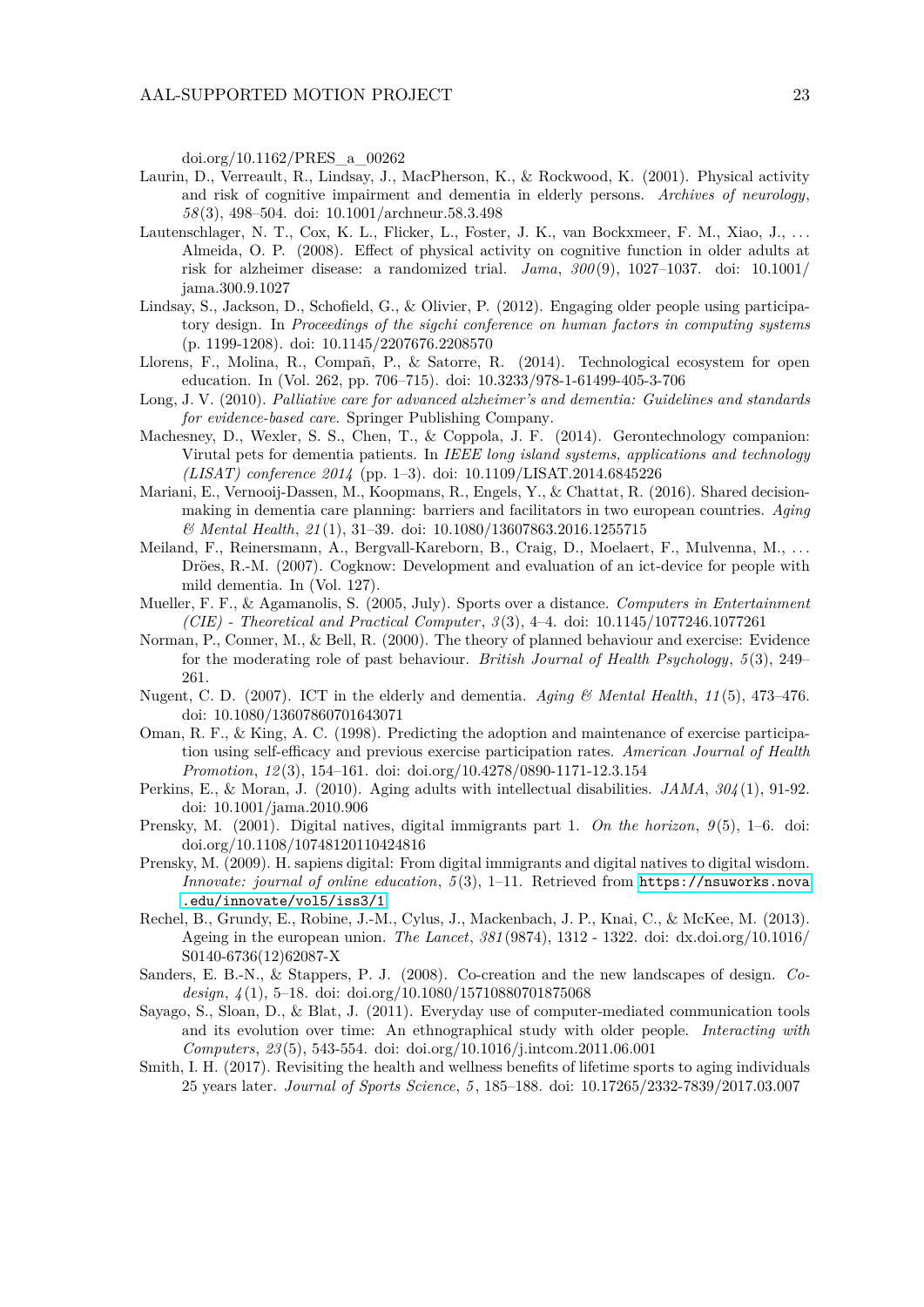doi.org/10.1162/PRES_a_00262

Laurin, D., Verreault, R., Lindsay, J., MacPherson, K., & Rockwood, K. (2001). Physical activity and risk of cognitive impairment and dementia in elderly persons. *Archives of neurology*, *58*(3), 498–504. doi: 10.1001/archneur.58.3.498

Lautenschlager, N. T., Cox, K. L., Flicker, L., Foster, J. K., van Bockxmeer, F. M., Xiao, J., ... Almeida, O. P. (2008). Effect of physical activity on cognitive function in older adults at risk for alzheimer disease: a randomized trial. *Jama*, *300*(9), 1027–1037. doi: 10.1001/jama.300.9.1027

Lindsay, S., Jackson, D., Schofield, G., & Olivier, P. (2012). Engaging older people using participatory design. In *Proceedings of the sigchi conference on human factors in computing systems* (p. 1199-1208). doi: 10.1145/2207676.2208570

Llorens, F., Molina, R., Compañ, P., & Satorre, R. (2014). Technological ecosystem for open education. In (Vol. 262, pp. 706–715). doi: 10.3233/978-1-61499-405-3-706

Long, J. V. (2010). *Palliative care for advanced alzheimer's and dementia: Guidelines and standards for evidence-based care*. Springer Publishing Company.

Machesney, D., Wexler, S. S., Chen, T., & Coppola, J. F. (2014). Gerontechnology companion: Virutal pets for dementia patients. In *IEEE long island systems, applications and technology (LISAT) conference 2014* (pp. 1–3). doi: 10.1109/LISAT.2014.6845226

Mariani, E., Vernooij-Dassen, M., Koopmans, R., Engels, Y., & Chattat, R. (2016). Shared decision-making in dementia care planning: barriers and facilitators in two european countries. *Aging & Mental Health*, *21*(1), 31–39. doi: 10.1080/13607863.2016.1255715

Meiland, F., Reinersmann, A., Bergvall-Kareborn, B., Craig, D., Moelaert, F., Mulvenna, M., ... Dröes, R.-M. (2007). Cogknow: Development and evaluation of an ict-device for people with mild dementia. In (Vol. 127).

Mueller, F. F., & Agamanolis, S. (2005, July). Sports over a distance. *Computers in Entertainment (CIE) - Theoretical and Practical Computer*, *3*(3), 4–4. doi: 10.1145/1077246.1077261

Norman, P., Conner, M., & Bell, R. (2000). The theory of planned behaviour and exercise: Evidence for the moderating role of past behaviour. *British Journal of Health Psychology*, *5*(3), 249–261.

Nugent, C. D. (2007). ICT in the elderly and dementia. *Aging & Mental Health*, *11*(5), 473–476. doi: 10.1080/13607860701643071

Oman, R. F., & King, A. C. (1998). Predicting the adoption and maintenance of exercise participation using self-efficacy and previous exercise participation rates. *American Journal of Health Promotion*, *12*(3), 154–161. doi: doi.org/10.4278/0890-1171-12.3.154

Perkins, E., & Moran, J. (2010). Aging adults with intellectual disabilities. *JAMA*, *304*(1), 91-92. doi: 10.1001/jama.2010.906

Prensky, M. (2001). Digital natives, digital immigrants part 1. *On the horizon*, *9*(5), 1–6. doi: doi.org/10.1108/10748120110424816

Prensky, M. (2009). H. sapiens digital: From digital immigrants and digital natives to digital wisdom. *Innovate: journal of online education*, *5*(3), 1–11. Retrieved from https://nsuworks.nova.edu/innovate/vol5/iss3/1

Rechel, B., Grundy, E., Robine, J.-M., Cylus, J., Mackenbach, J. P., Knai, C., & McKee, M. (2013). Ageing in the european union. *The Lancet*, *381*(9874), 1312 - 1322. doi: dx.doi.org/10.1016/S0140-6736(12)62087-X

Sanders, E. B.-N., & Stappers, P. J. (2008). Co-creation and the new landscapes of design. *Co-design*, *4*(1), 5–18. doi: doi.org/10.1080/15710880701875068

Sayago, S., Sloan, D., & Blat, J. (2011). Everyday use of computer-mediated communication tools and its evolution over time: An ethnographical study with older people. *Interacting with Computers*, *23*(5), 543-554. doi: doi.org/10.1016/j.intcom.2011.06.001

Smith, I. H. (2017). Revisiting the health and wellness benefits of lifetime sports to aging individuals 25 years later. *Journal of Sports Science*, *5*, 185–188. doi: 10.17265/2332-7839/2017.03.007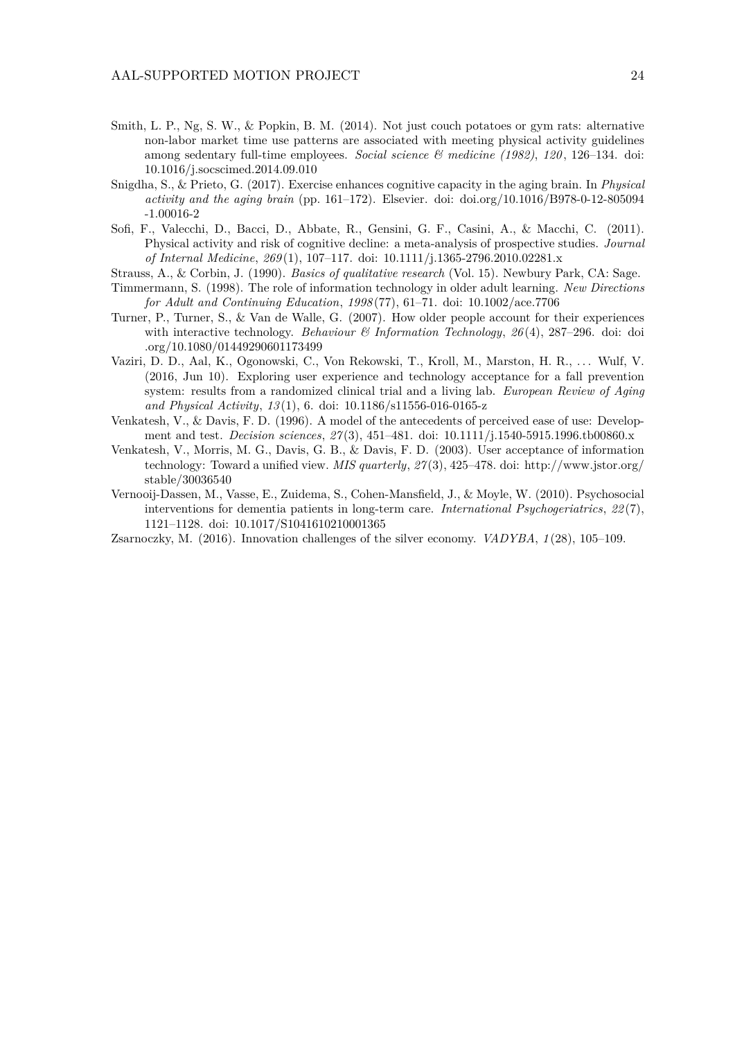Smith, L. P., Ng, S. W., & Popkin, B. M. (2014). Not just couch potatoes or gym rats: alternative non-labor market time use patterns are associated with meeting physical activity guidelines among sedentary full-time employees. *Social science & medicine (1982)*, *120*, 126–134. doi: 10.1016/j.socscimed.2014.09.010

Snigdha, S., & Prieto, G. (2017). Exercise enhances cognitive capacity in the aging brain. In *Physical activity and the aging brain* (pp. 161–172). Elsevier. doi: doi.org/10.1016/B978-0-12-805094-1.00016-2

Sofi, F., Valecchi, D., Bacci, D., Abbate, R., Gensini, G. F., Casini, A., & Macchi, C. (2011). Physical activity and risk of cognitive decline: a meta-analysis of prospective studies. *Journal of Internal Medicine*, *269*(1), 107–117. doi: 10.1111/j.1365-2796.2010.02281.x

Strauss, A., & Corbin, J. (1990). *Basics of qualitative research* (Vol. 15). Newbury Park, CA: Sage.

Timmermann, S. (1998). The role of information technology in older adult learning. *New Directions for Adult and Continuing Education*, *1998*(77), 61–71. doi: 10.1002/ace.7706

Turner, P., Turner, S., & Van de Walle, G. (2007). How older people account for their experiences with interactive technology. *Behaviour & Information Technology*, *26*(4), 287–296. doi: doi.org/10.1080/01449290601173499

Vaziri, D. D., Aal, K., Ogonowski, C., Von Rekowski, T., Kroll, M., Marston, H. R., ... Wulf, V. (2016, Jun 10). Exploring user experience and technology acceptance for a fall prevention system: results from a randomized clinical trial and a living lab. *European Review of Aging and Physical Activity*, *13*(1), 6. doi: 10.1186/s11556-016-0165-z

Venkatesh, V., & Davis, F. D. (1996). A model of the antecedents of perceived ease of use: Development and test. *Decision sciences*, *27*(3), 451–481. doi: 10.1111/j.1540-5915.1996.tb00860.x

Venkatesh, V., Morris, M. G., Davis, G. B., & Davis, F. D. (2003). User acceptance of information technology: Toward a unified view. *MIS quarterly*, *27*(3), 425–478. doi: http://www.jstor.org/stable/30036540

Vernooij-Dassen, M., Vasse, E., Zuidema, S., Cohen-Mansfield, J., & Moyle, W. (2010). Psychosocial interventions for dementia patients in long-term care. *International Psychogeriatrics*, *22*(7), 1121–1128. doi: 10.1017/S1041610210001365

Zsarnoczky, M. (2016). Innovation challenges of the silver economy. *VADYBA*, *1*(28), 105–109.